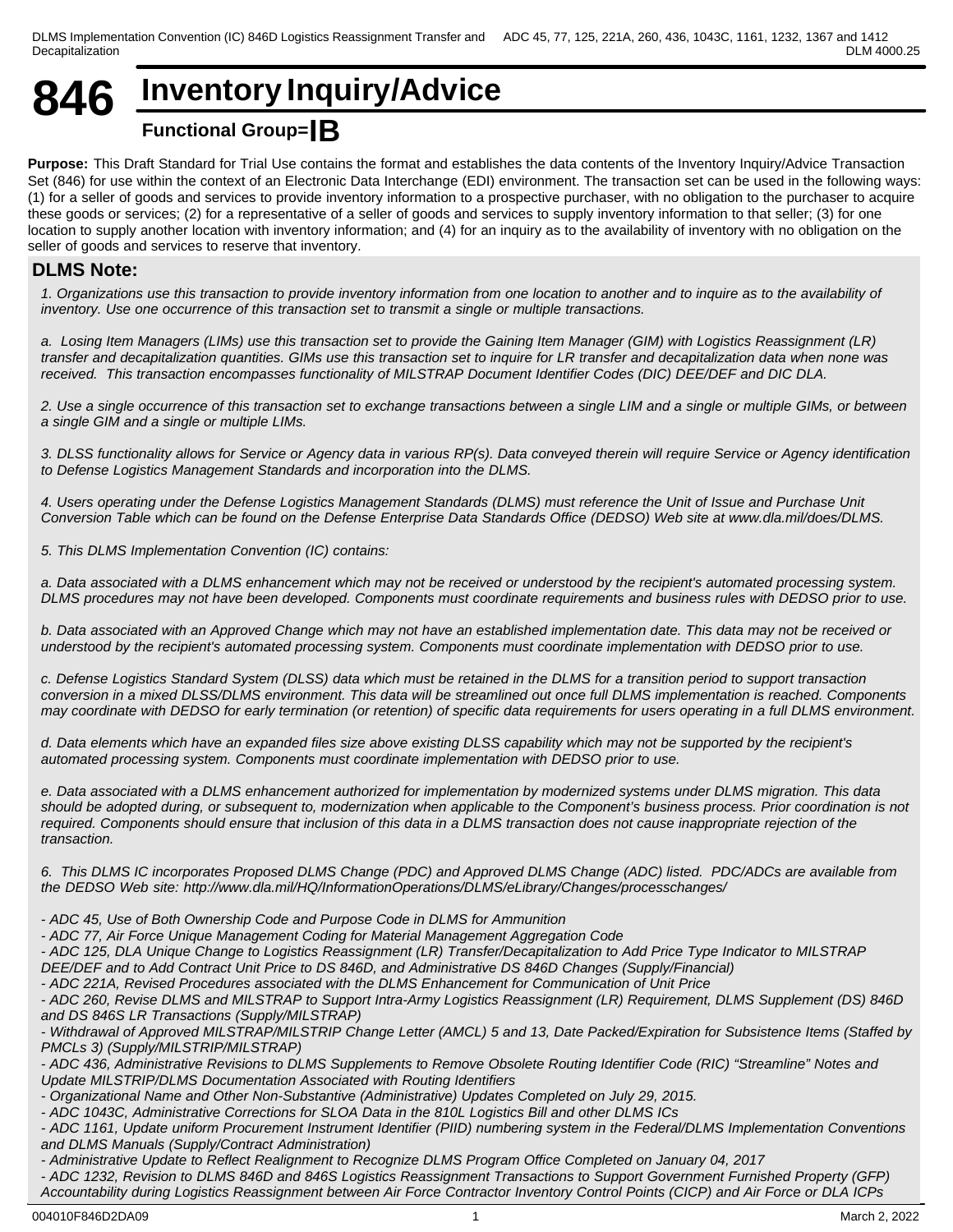# 846 Inventory Inquiry/Advice

**Functional Group=IB**

**Purpose:** This Draft Standard for Trial Use contains the format and establishes the data contents of the Inventory Inquiry/Advice Transaction Set (846) for use within the context of an Electronic Data Interchange (EDI) environment. The transaction set can be used in the following ways: (1) for a seller of goods and services to provide inventory information to a prospective purchaser, with no obligation to the purchaser to acquire these goods or services; (2) for a representative of a seller of goods and services to supply inventory information to that seller; (3) for one location to supply another location with inventory information; and (4) for an inquiry as to the availability of inventory with no obligation on the seller of goods and services to reserve that inventory.

## DLMS Note:

*1. Organizations use this transaction to provide inventory information from one location to another and to inquire as to the availability of inventory. Use one occurrence of this transaction set to transmit a single or multiple transactions.*

*a. Losing Item Managers (LIMs) use this transaction set to provide the Gaining Item Manager (GIM) with Logistics Reassignment (LR) transfer and decapitalization quantities. GIMs use this transaction set to inquire for LR transfer and decapitalization data when none was received. This transaction encompasses functionality of MILSTRAP Document Identifier Codes (DIC) DEE/DEF and DIC DLA.*

*2. Use a single occurrence of this transaction set to exchange transactions between a single LIM and a single or multiple GIMs, or between a single GIM and a single or multiple LIMs.*

*3. DLSS functionality allows for Service or Agency data in various RP(s). Data conveyed therein will require Service or Agency identification to Defense Logistics Management Standards and incorporation into the DLMS.*

*4. Users operating under the Defense Logistics Management Standards (DLMS) must reference the Unit of Issue and Purchase Unit Conversion Table which can be found on the Defense Enterprise Data Standards Office (DEDSO) Web site at www.dla.mil/does/DLMS.*

*5. This DLMS Implementation Convention (IC) contains:*

*a. Data associated with a DLMS enhancement which may not be received or understood by the recipient's automated processing system. DLMS procedures may not have been developed. Components must coordinate requirements and business rules with DEDSO prior to use.*

*b. Data associated with an Approved Change which may not have an established implementation date. This data may not be received or understood by the recipient's automated processing system. Components must coordinate implementation with DEDSO prior to use.*

*c. Defense Logistics Standard System (DLSS) data which must be retained in the DLMS for a transition period to support transaction conversion in a mixed DLSS/DLMS environment. This data will be streamlined out once full DLMS implementation is reached. Components may coordinate with DEDSO for early termination (or retention) of specific data requirements for users operating in a full DLMS environment.*

*d. Data elements which have an expanded files size above existing DLSS capability which may not be supported by the recipient's automated processing system. Components must coordinate implementation with DEDSO prior to use.*

*e. Data associated with a DLMS enhancement authorized for implementation by modernized systems under DLMS migration. This data should be adopted during, or subsequent to, modernization when applicable to the Component's business process. Prior coordination is not required. Components should ensure that inclusion of this data in a DLMS transaction does not cause inappropriate rejection of the transaction.*

*6. This DLMS IC incorporates Proposed DLMS Change (PDC) and Approved DLMS Change (ADC) listed. PDC/ADCs are available from the DEDSO Web site: http://www.dla.mil/HQ/InformationOperations/DLMS/eLibrary/Changes/processchanges/*

*- ADC 45, Use of Both Ownership Code and Purpose Code in DLMS for Ammunition*
*- ADC 77, Air Force Unique Management Coding for Material Management Aggregation Code*
*- ADC 125, DLA Unique Change to Logistics Reassignment (LR) Transfer/Decapitalization to Add Price Type Indicator to MILSTRAP DEE/DEF and to Add Contract Unit Price to DS 846D, and Administrative DS 846D Changes (Supply/Financial)*
*- ADC 221A, Revised Procedures associated with the DLMS Enhancement for Communication of Unit Price*
*- ADC 260, Revise DLMS and MILSTRAP to Support Intra-Army Logistics Reassignment (LR) Requirement, DLMS Supplement (DS) 846D and DS 846S LR Transactions (Supply/MILSTRAP)*
*- Withdrawal of Approved MILSTRAP/MILSTRIP Change Letter (AMCL) 5 and 13, Date Packed/Expiration for Subsistence Items (Staffed by PMCLs 3) (Supply/MILSTRIP/MILSTRAP)*
*- ADC 436, Administrative Revisions to DLMS Supplements to Remove Obsolete Routing Identifier Code (RIC) "Streamline" Notes and Update MILSTRIP/DLMS Documentation Associated with Routing Identifiers*
*- Organizational Name and Other Non-Substantive (Administrative) Updates Completed on July 29, 2015.*
*- ADC 1043C, Administrative Corrections for SLOA Data in the 810L Logistics Bill and other DLMS ICs*
*- ADC 1161, Update uniform Procurement Instrument Identifier (PIID) numbering system in the Federal/DLMS Implementation Conventions and DLMS Manuals (Supply/Contract Administration)*
*- Administrative Update to Reflect Realignment to Recognize DLMS Program Office Completed on January 04, 2017*
*- ADC 1232, Revision to DLMS 846D and 846S Logistics Reassignment Transactions to Support Government Furnished Property (GFP) Accountability during Logistics Reassignment between Air Force Contractor Inventory Control Points (CICP) and Air Force or DLA ICPs*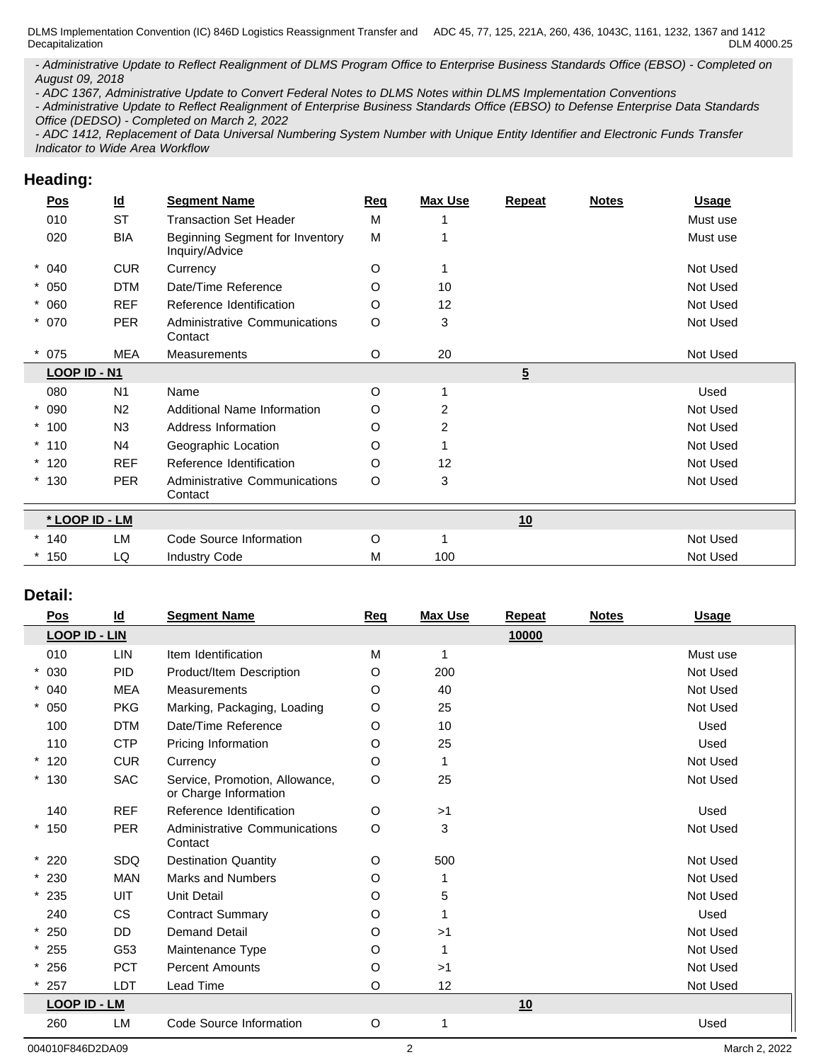*- Administrative Update to Reflect Realignment of DLMS Program Office to Enterprise Business Standards Office (EBSO) - Completed on August 09, 2018*
*- ADC 1367, Administrative Update to Convert Federal Notes to DLMS Notes within DLMS Implementation Conventions*
*- Administrative Update to Reflect Realignment of Enterprise Business Standards Office (EBSO) to Defense Enterprise Data Standards Office (DEDSO) - Completed on March 2, 2022*
*- ADC 1412, Replacement of Data Universal Numbering System Number with Unique Entity Identifier and Electronic Funds Transfer Indicator to Wide Area Workflow*

## Heading:

| Pos | Id | Segment Name | Req | Max Use | Repeat | Notes | Usage |
|---|---|---|---|---|---|---|---|
| 010 | ST | Transaction Set Header | M | 1 | | | Must use |
| 020 | BIA | Beginning Segment for Inventory Inquiry/Advice | M | 1 | | | Must use |
| * 040 | CUR | Currency | O | 1 | | | Not Used |
| * 050 | DTM | Date/Time Reference | O | 10 | | | Not Used |
| * 060 | REF | Reference Identification | O | 12 | | | Not Used |
| * 070 | PER | Administrative Communications Contact | O | 3 | | | Not Used |
| * 075 | MEA | Measurements | O | 20 | | | Not Used |
| **LOOP ID - N1** | | | | | **5** | | |
| 080 | N1 | Name | O | 1 | | | Used |
| * 090 | N2 | Additional Name Information | O | 2 | | | Not Used |
| * 100 | N3 | Address Information | O | 2 | | | Not Used |
| * 110 | N4 | Geographic Location | O | 1 | | | Not Used |
| * 120 | REF | Reference Identification | O | 12 | | | Not Used |
| * 130 | PER | Administrative Communications Contact | O | 3 | | | Not Used |
| **\* LOOP ID - LM** | | | | | **10** | | |
| * 140 | LM | Code Source Information | O | 1 | | | Not Used |
| * 150 | LQ | Industry Code | M | 100 | | | Not Used |

## Detail:

| Pos | Id | Segment Name | Req | Max Use | Repeat | Notes | Usage |
|---|---|---|---|---|---|---|---|
| **LOOP ID - LIN** | | | | | **10000** | | |
| 010 | LIN | Item Identification | M | 1 | | | Must use |
| * 030 | PID | Product/Item Description | O | 200 | | | Not Used |
| * 040 | MEA | Measurements | O | 40 | | | Not Used |
| * 050 | PKG | Marking, Packaging, Loading | O | 25 | | | Not Used |
| 100 | DTM | Date/Time Reference | O | 10 | | | Used |
| 110 | CTP | Pricing Information | O | 25 | | | Used |
| * 120 | CUR | Currency | O | 1 | | | Not Used |
| * 130 | SAC | Service, Promotion, Allowance, or Charge Information | O | 25 | | | Not Used |
| 140 | REF | Reference Identification | O | >1 | | | Used |
| * 150 | PER | Administrative Communications Contact | O | 3 | | | Not Used |
| * 220 | SDQ | Destination Quantity | O | 500 | | | Not Used |
| * 230 | MAN | Marks and Numbers | O | 1 | | | Not Used |
| * 235 | UIT | Unit Detail | O | 5 | | | Not Used |
| 240 | CS | Contract Summary | O | 1 | | | Used |
| * 250 | DD | Demand Detail | O | >1 | | | Not Used |
| * 255 | G53 | Maintenance Type | O | 1 | | | Not Used |
| * 256 | PCT | Percent Amounts | O | >1 | | | Not Used |
| * 257 | LDT | Lead Time | O | 12 | | | Not Used |
| **LOOP ID - LM** | | | | | **10** | | |
| 260 | LM | Code Source Information | O | 1 | | | Used |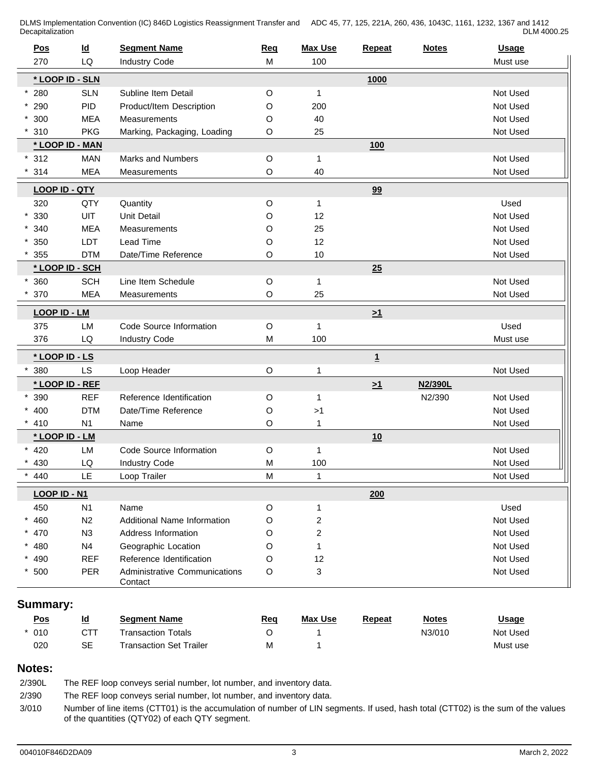| Pos | Id | Segment Name | Req | Max Use | Repeat | Notes | Usage |
|---|---|---|---|---|---|---|---|
| 270 | LQ | Industry Code | M | 100 | | | Must use |
| **\* LOOP ID - SLN** | | | | | 1000 | | |
| * 280 | SLN | Subline Item Detail | O | 1 | | | Not Used |
| * 290 | PID | Product/Item Description | O | 200 | | | Not Used |
| * 300 | MEA | Measurements | O | 40 | | | Not Used |
| * 310 | PKG | Marking, Packaging, Loading | O | 25 | | | Not Used |
| **\* LOOP ID - MAN** | | | | | 100 | | |
| * 312 | MAN | Marks and Numbers | O | 1 | | | Not Used |
| * 314 | MEA | Measurements | O | 40 | | | Not Used |
| **LOOP ID - QTY** | | | | | 99 | | |
| 320 | QTY | Quantity | O | 1 | | | Used |
| * 330 | UIT | Unit Detail | O | 12 | | | Not Used |
| * 340 | MEA | Measurements | O | 25 | | | Not Used |
| * 350 | LDT | Lead Time | O | 12 | | | Not Used |
| * 355 | DTM | Date/Time Reference | O | 10 | | | Not Used |
| **\* LOOP ID - SCH** | | | | | 25 | | |
| * 360 | SCH | Line Item Schedule | O | 1 | | | Not Used |
| * 370 | MEA | Measurements | O | 25 | | | Not Used |
| **LOOP ID - LM** | | | | | >1 | | |
| 375 | LM | Code Source Information | O | 1 | | | Used |
| 376 | LQ | Industry Code | M | 100 | | | Must use |
| **\* LOOP ID - LS** | | | | | 1 | | |
| * 380 | LS | Loop Header | O | 1 | | | Not Used |
| **\* LOOP ID - REF** | | | | | >1 | N2/390L | |
| * 390 | REF | Reference Identification | O | 1 | | N2/390 | Not Used |
| * 400 | DTM | Date/Time Reference | O | >1 | | | Not Used |
| * 410 | N1 | Name | O | 1 | | | Not Used |
| **\* LOOP ID - LM** | | | | | 10 | | |
| * 420 | LM | Code Source Information | O | 1 | | | Not Used |
| * 430 | LQ | Industry Code | M | 100 | | | Not Used |
| * 440 | LE | Loop Trailer | M | 1 | | | Not Used |
| **LOOP ID - N1** | | | | | 200 | | |
| 450 | N1 | Name | O | 1 | | | Used |
| * 460 | N2 | Additional Name Information | O | 2 | | | Not Used |
| * 470 | N3 | Address Information | O | 2 | | | Not Used |
| * 480 | N4 | Geographic Location | O | 1 | | | Not Used |
| * 490 | REF | Reference Identification | O | 12 | | | Not Used |
| * 500 | PER | Administrative Communications Contact | O | 3 | | | Not Used |

## Summary:

| Pos | Id | Segment Name | Req | Max Use | Repeat | Notes | Usage |
|---|---|---|---|---|---|---|---|
| * 010 | CTT | Transaction Totals | O | 1 | | N3/010 | Not Used |
| 020 | SE | Transaction Set Trailer | M | 1 | | | Must use |

## Notes:

2/390L The REF loop conveys serial number, lot number, and inventory data.

2/390 The REF loop conveys serial number, lot number, and inventory data.

3/010 Number of line items (CTT01) is the accumulation of number of LIN segments. If used, hash total (CTT02) is the sum of the values of the quantities (QTY02) of each QTY segment.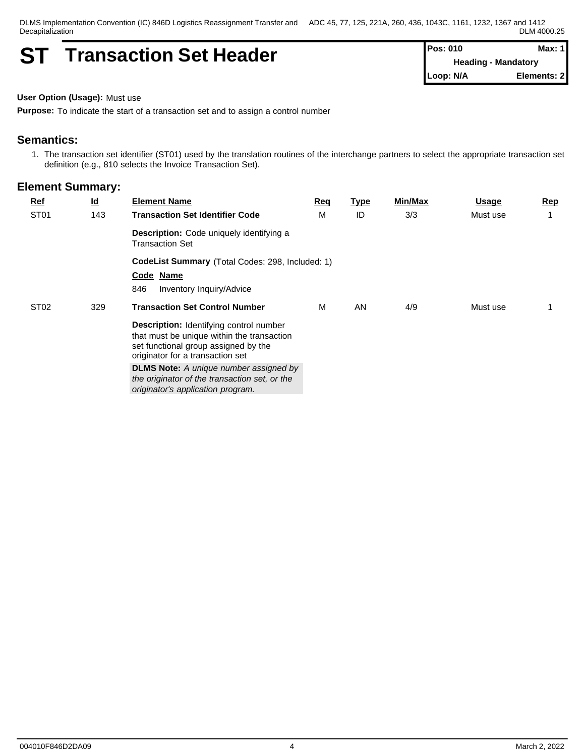# ST Transaction Set Header

| Pos: 010 | Max: 1 |
| --- | --- |
| Heading - Mandatory | |
| Loop: N/A | Elements: 2 |

**User Option (Usage):** Must use

**Purpose:** To indicate the start of a transaction set and to assign a control number

## Semantics:

1. The transaction set identifier (ST01) used by the translation routines of the interchange partners to select the appropriate transaction set definition (e.g., 810 selects the Invoice Transaction Set).

## Element Summary:

| Ref | Id | Element Name | Req | Type | Min/Max | Usage | Rep |
| --- | --- | --- | --- | --- | --- | --- | --- |
| ST01 | 143 | **Transaction Set Identifier Code** | M | ID | 3/3 | Must use | 1 |
| | | **Description:** Code uniquely identifying a Transaction Set | | | | | |
| | | **CodeList Summary** (Total Codes: 298, Included: 1) | | | | | |
| | | **Code Name** | | | | | |
| | | 846 Inventory Inquiry/Advice | | | | | |
| ST02 | 329 | **Transaction Set Control Number** | M | AN | 4/9 | Must use | 1 |
| | | **Description:** Identifying control number that must be unique within the transaction set functional group assigned by the originator for a transaction set | | | | | |
| | | **DLMS Note:** *A unique number assigned by the originator of the transaction set, or the originator's application program.* | | | | | |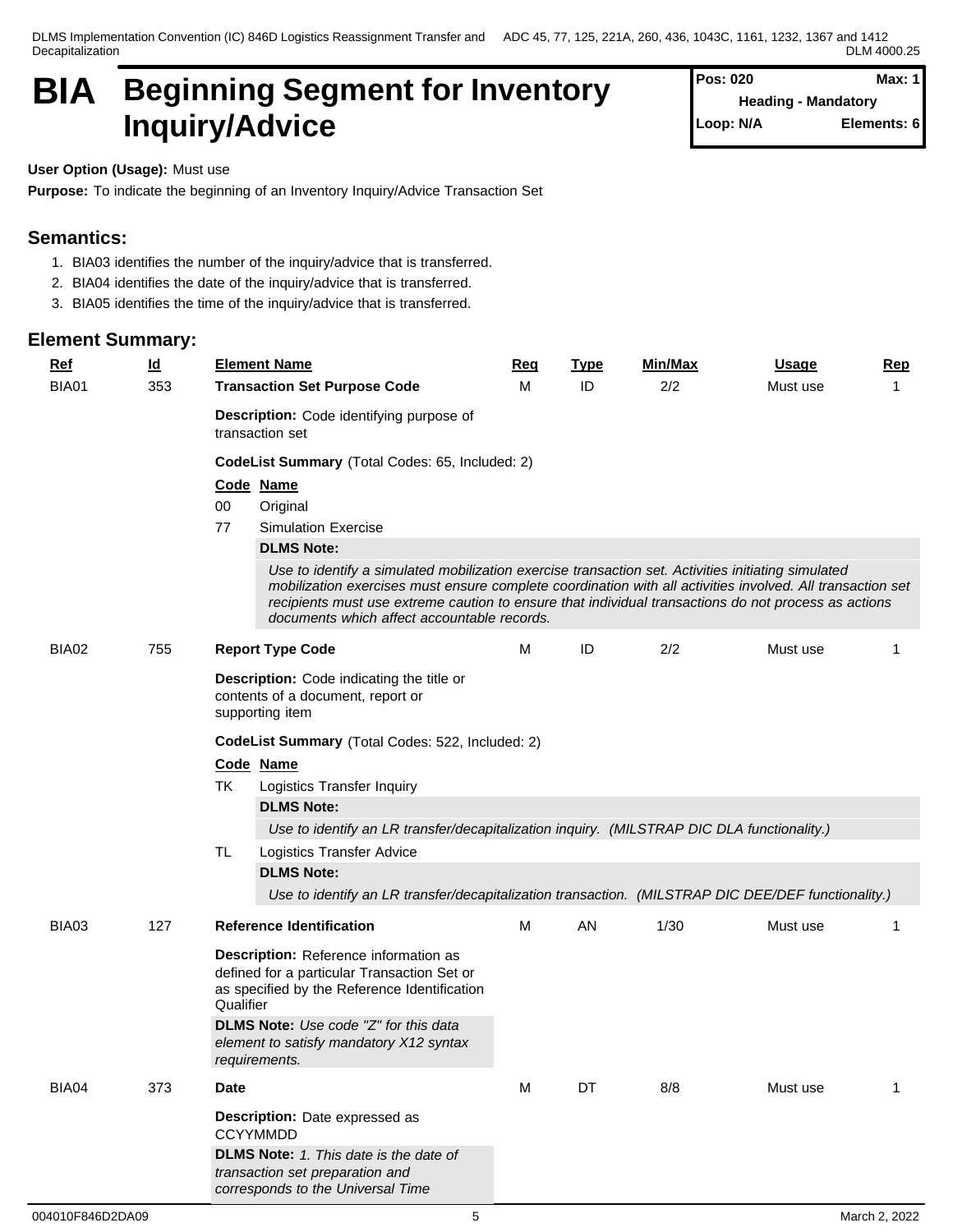# BIA Beginning Segment for Inventory Inquiry/Advice

| Pos: 020 | Max: 1 |
|---|---|
| Heading - Mandatory | |
| Loop: N/A | Elements: 6 |

**User Option (Usage):** Must use

**Purpose:** To indicate the beginning of an Inventory Inquiry/Advice Transaction Set

## Semantics:

1. BIA03 identifies the number of the inquiry/advice that is transferred.
2. BIA04 identifies the date of the inquiry/advice that is transferred.
3. BIA05 identifies the time of the inquiry/advice that is transferred.

## Element Summary:

| Ref | Id | Element Name | Req | Type | Min/Max | Usage | Rep |
|---|---|---|---|---|---|---|---|
| BIA01 | 353 | **Transaction Set Purpose Code** | M | ID | 2/2 | Must use | 1 |

**Description:** Code identifying purpose of transaction set

**CodeList Summary** (Total Codes: 65, Included: 2)

| Code | Name |
|---|---|
| 00 | Original |
| 77 | Simulation Exercise |

**DLMS Note:**

*Use to identify a simulated mobilization exercise transaction set. Activities initiating simulated mobilization exercises must ensure complete coordination with all activities involved. All transaction set recipients must use extreme caution to ensure that individual transactions do not process as actions documents which affect accountable records.*

| Ref | Id | Element Name | Req | Type | Min/Max | Usage | Rep |
|---|---|---|---|---|---|---|---|
| BIA02 | 755 | **Report Type Code** | M | ID | 2/2 | Must use | 1 |

**Description:** Code indicating the title or contents of a document, report or supporting item

**CodeList Summary** (Total Codes: 522, Included: 2)

| Code | Name |
|---|---|
| TK | Logistics Transfer Inquiry |

**DLMS Note:**

*Use to identify an LR transfer/decapitalization inquiry. (MILSTRAP DIC DLA functionality.)*

| Code | Name |
|---|---|
| TL | Logistics Transfer Advice |

**DLMS Note:**

*Use to identify an LR transfer/decapitalization transaction. (MILSTRAP DIC DEE/DEF functionality.)*

| Ref | Id | Element Name | Req | Type | Min/Max | Usage | Rep |
|---|---|---|---|---|---|---|---|
| BIA03 | 127 | **Reference Identification** | M | AN | 1/30 | Must use | 1 |

**Description:** Reference information as defined for a particular Transaction Set or as specified by the Reference Identification Qualifier

**DLMS Note:** *Use code "Z" for this data element to satisfy mandatory X12 syntax requirements.*

| Ref | Id | Element Name | Req | Type | Min/Max | Usage | Rep |
|---|---|---|---|---|---|---|---|
| BIA04 | 373 | **Date** | M | DT | 8/8 | Must use | 1 |

**Description:** Date expressed as CCYYMMDD

**DLMS Note:** *1. This date is the date of transaction set preparation and corresponds to the Universal Time*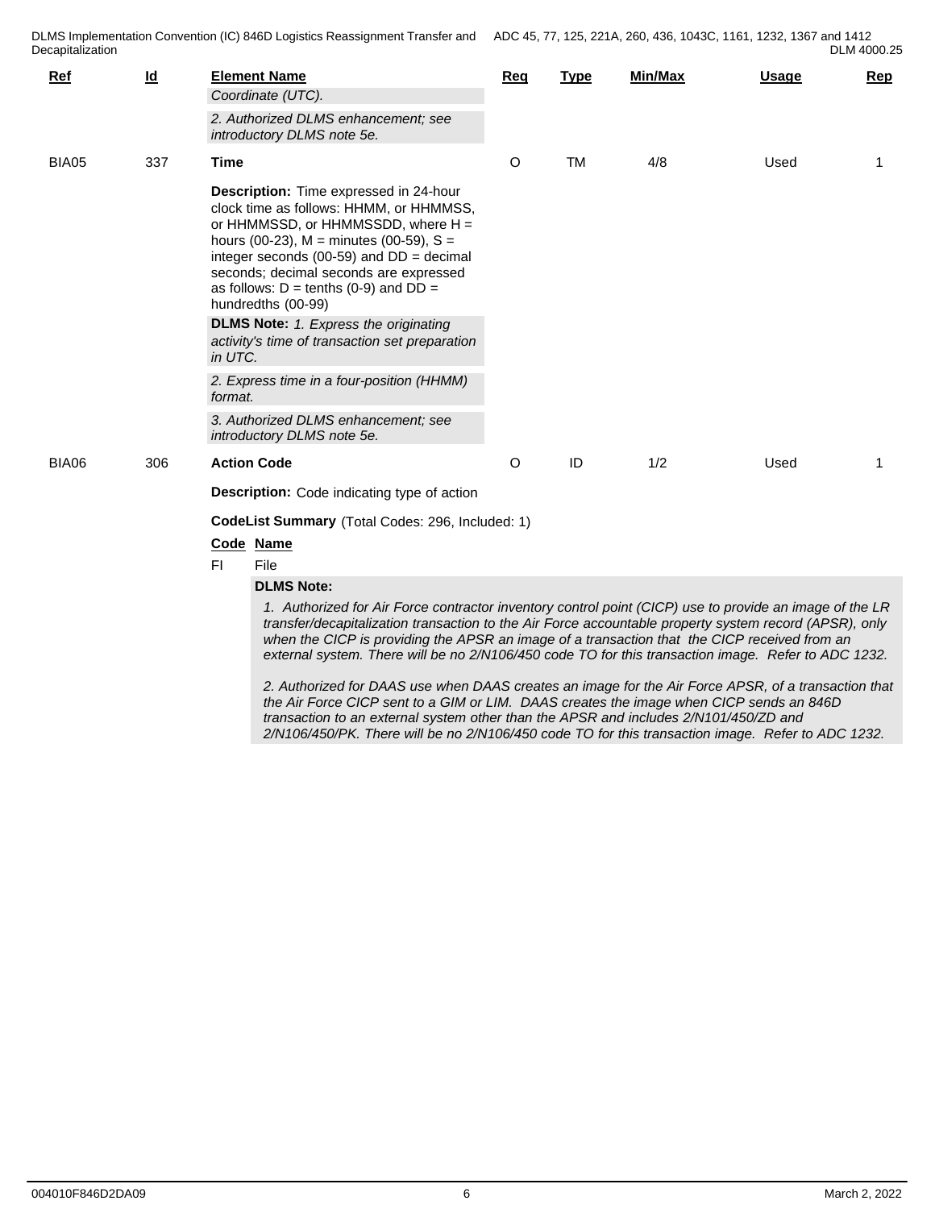| Ref | Id | Element Name | Req | Type | Min/Max | Usage | Rep |
|---|---|---|---|---|---|---|---|
| | | *Coordinate (UTC).* | | | | | |
| | | *2. Authorized DLMS enhancement; see introductory DLMS note 5e.* | | | | | |
| BIA05 | 337 | **Time** | O | TM | 4/8 | Used | 1 |
| | | **Description:** Time expressed in 24-hour clock time as follows: HHMM, or HHMMSS, or HHMMSSD, or HHMMSSDD, where H = hours (00-23), M = minutes (00-59), S = integer seconds (00-59) and DD = decimal seconds; decimal seconds are expressed as follows: D = tenths (0-9) and DD = hundredths (00-99) | | | | | |
| | | **DLMS Note:** *1. Express the originating activity's time of transaction set preparation in UTC.* | | | | | |
| | | *2. Express time in a four-position (HHMM) format.* | | | | | |
| | | *3. Authorized DLMS enhancement; see introductory DLMS note 5e.* | | | | | |
| BIA06 | 306 | **Action Code** | O | ID | 1/2 | Used | 1 |

**Description:** Code indicating type of action

**CodeList Summary** (Total Codes: 296, Included: 1)

| Code | Name |
|---|---|
| FI | File |

**DLMS Note:**

*1. Authorized for Air Force contractor inventory control point (CICP) use to provide an image of the LR transfer/decapitalization transaction to the Air Force accountable property system record (APSR), only when the CICP is providing the APSR an image of a transaction that the CICP received from an external system. There will be no 2/N106/450 code TO for this transaction image. Refer to ADC 1232.*

*2. Authorized for DAAS use when DAAS creates an image for the Air Force APSR, of a transaction that the Air Force CICP sent to a GIM or LIM. DAAS creates the image when CICP sends an 846D transaction to an external system other than the APSR and includes 2/N101/450/ZD and 2/N106/450/PK. There will be no 2/N106/450 code TO for this transaction image. Refer to ADC 1232.*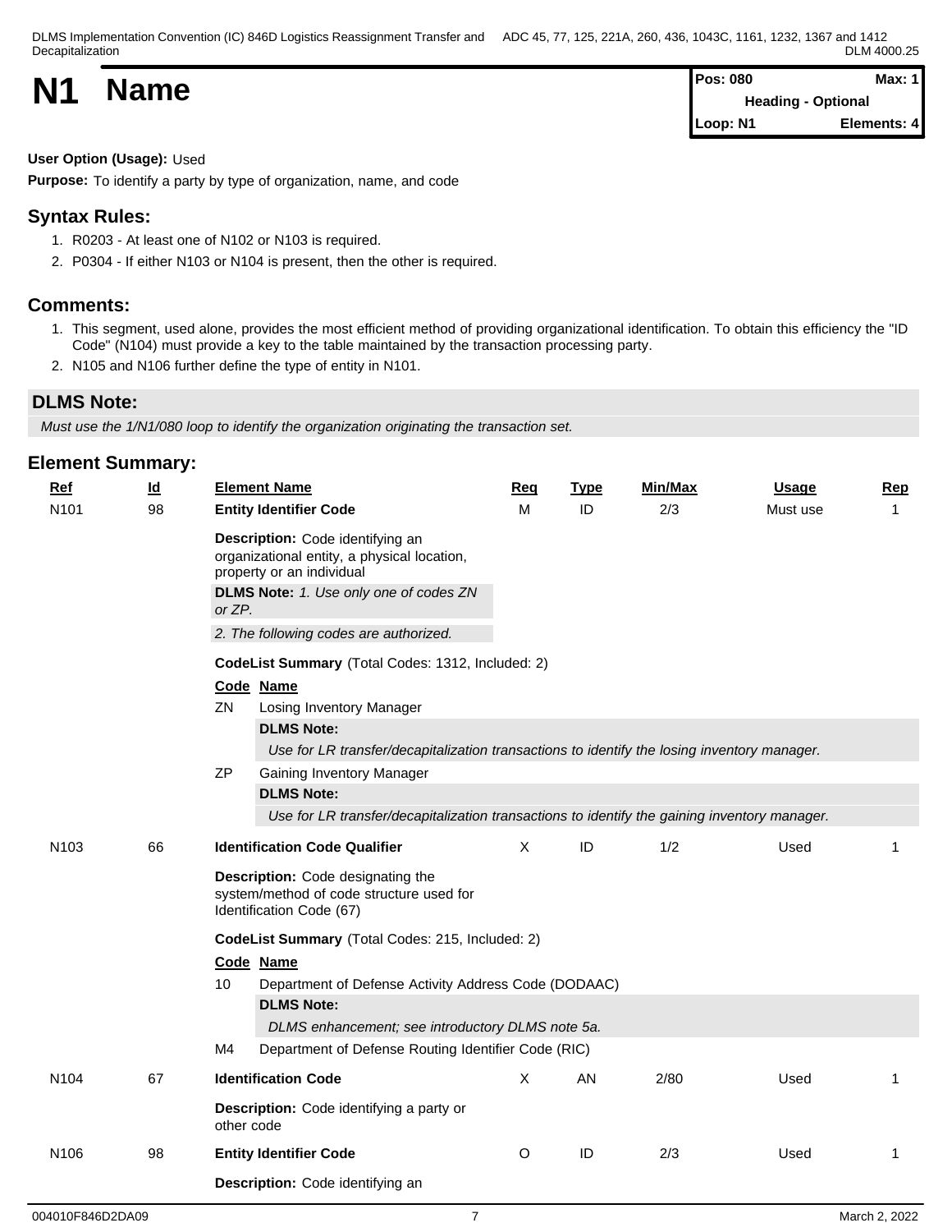# N1 Name

| Pos: 080 | Max: 1 |
|---|---|
| Heading - Optional | |
| Loop: N1 | Elements: 4 |

**User Option (Usage):** Used

**Purpose:** To identify a party by type of organization, name, and code

## Syntax Rules:

1. R0203 - At least one of N102 or N103 is required.
2. P0304 - If either N103 or N104 is present, then the other is required.

## Comments:

1. This segment, used alone, provides the most efficient method of providing organizational identification. To obtain this efficiency the "ID Code" (N104) must provide a key to the table maintained by the transaction processing party.
2. N105 and N106 further define the type of entity in N101.

## DLMS Note:

*Must use the 1/N1/080 loop to identify the organization originating the transaction set.*

## Element Summary:

| Ref | Id | Element Name | Req | Type | Min/Max | Usage | Rep |
|---|---|---|---|---|---|---|---|
| N101 | 98 | **Entity Identifier Code** | M | ID | 2/3 | Must use | 1 |

**Description:** Code identifying an organizational entity, a physical location, property or an individual

**DLMS Note:** *1. Use only one of codes ZN or ZP.*

*2. The following codes are authorized.*

**CodeList Summary** (Total Codes: 1312, Included: 2)

| Code | Name |
|---|---|
| ZN | Losing Inventory Manager |
| | **DLMS Note:** *Use for LR transfer/decapitalization transactions to identify the losing inventory manager.* |
| ZP | Gaining Inventory Manager |
| | **DLMS Note:** *Use for LR transfer/decapitalization transactions to identify the gaining inventory manager.* |

| Ref | Id | Element Name | Req | Type | Min/Max | Usage | Rep |
|---|---|---|---|---|---|---|---|
| N103 | 66 | **Identification Code Qualifier** | X | ID | 1/2 | Used | 1 |

**Description:** Code designating the system/method of code structure used for Identification Code (67)

**CodeList Summary** (Total Codes: 215, Included: 2)

| Code | Name |
|---|---|
| 10 | Department of Defense Activity Address Code (DODAAC) |
| | **DLMS Note:** *DLMS enhancement; see introductory DLMS note 5a.* |
| M4 | Department of Defense Routing Identifier Code (RIC) |

| Ref | Id | Element Name | Req | Type | Min/Max | Usage | Rep |
|---|---|---|---|---|---|---|---|
| N104 | 67 | **Identification Code** | X | AN | 2/80 | Used | 1 |

**Description:** Code identifying a party or other code

| Ref | Id | Element Name | Req | Type | Min/Max | Usage | Rep |
|---|---|---|---|---|---|---|---|
| N106 | 98 | **Entity Identifier Code** | O | ID | 2/3 | Used | 1 |

**Description:** Code identifying an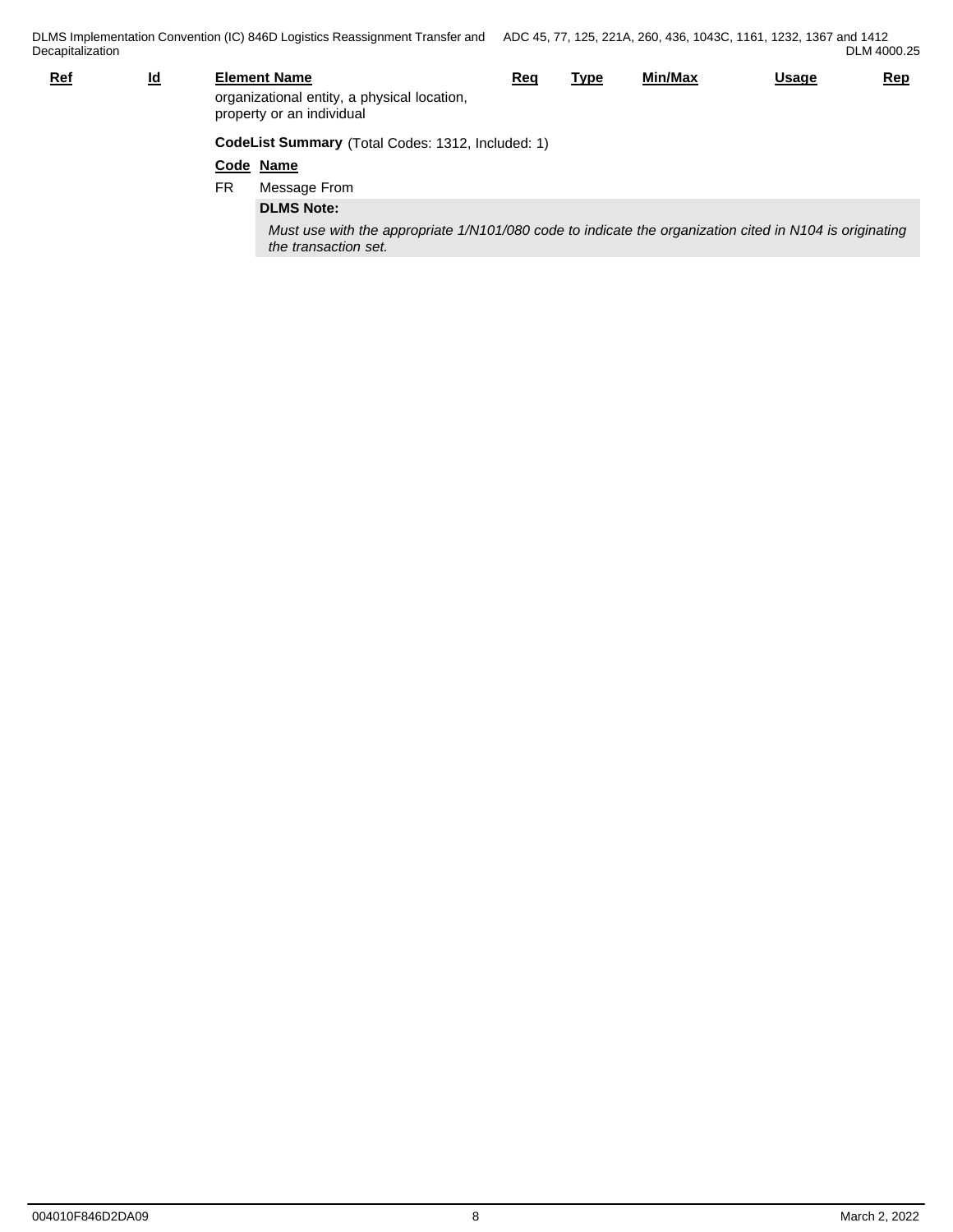| Ref | Id | Element Name | Req | Type | Min/Max | Usage | Rep |
|---|---|---|---|---|---|---|---|
| | | organizational entity, a physical location, property or an individual | | | | | |

**CodeList Summary** (Total Codes: 1312, Included: 1)

| Code | Name |
|---|---|
| FR | Message From |

**DLMS Note:**

*Must use with the appropriate 1/N101/080 code to indicate the organization cited in N104 is originating the transaction set.*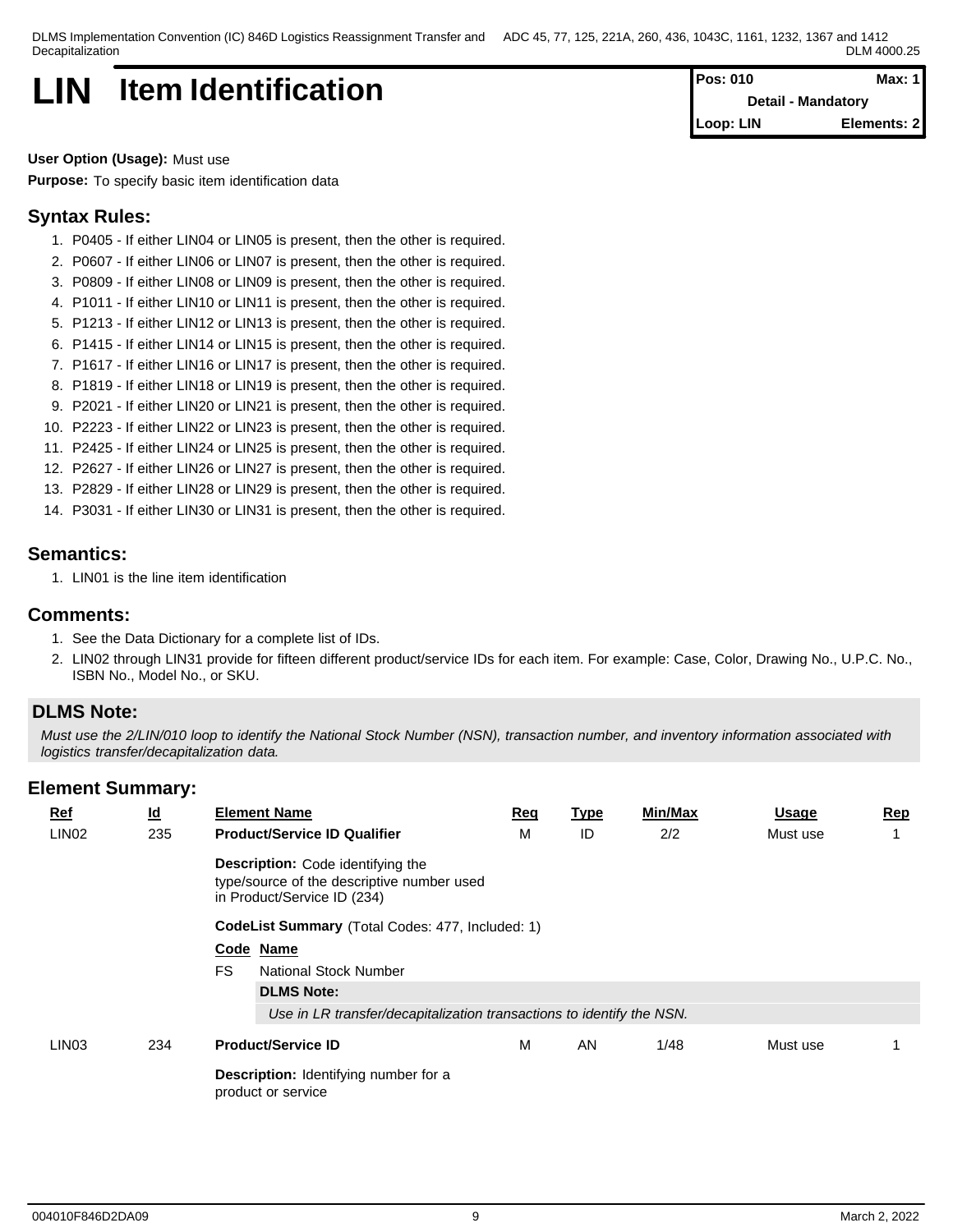# LIN Item Identification

| Pos: 010 | Max: 1 |
|---|---|
| Detail - Mandatory | |
| Loop: LIN | Elements: 2 |

**User Option (Usage):** Must use

**Purpose:** To specify basic item identification data

## Syntax Rules:

1. P0405 - If either LIN04 or LIN05 is present, then the other is required.
2. P0607 - If either LIN06 or LIN07 is present, then the other is required.
3. P0809 - If either LIN08 or LIN09 is present, then the other is required.
4. P1011 - If either LIN10 or LIN11 is present, then the other is required.
5. P1213 - If either LIN12 or LIN13 is present, then the other is required.
6. P1415 - If either LIN14 or LIN15 is present, then the other is required.
7. P1617 - If either LIN16 or LIN17 is present, then the other is required.
8. P1819 - If either LIN18 or LIN19 is present, then the other is required.
9. P2021 - If either LIN20 or LIN21 is present, then the other is required.
10. P2223 - If either LIN22 or LIN23 is present, then the other is required.
11. P2425 - If either LIN24 or LIN25 is present, then the other is required.
12. P2627 - If either LIN26 or LIN27 is present, then the other is required.
13. P2829 - If either LIN28 or LIN29 is present, then the other is required.
14. P3031 - If either LIN30 or LIN31 is present, then the other is required.

## Semantics:

1. LIN01 is the line item identification

## Comments:

1. See the Data Dictionary for a complete list of IDs.
2. LIN02 through LIN31 provide for fifteen different product/service IDs for each item. For example: Case, Color, Drawing No., U.P.C. No., ISBN No., Model No., or SKU.

## DLMS Note:

*Must use the 2/LIN/010 loop to identify the National Stock Number (NSN), transaction number, and inventory information associated with logistics transfer/decapitalization data.*

## Element Summary:

| Ref | Id | Element Name | Req | Type | Min/Max | Usage | Rep |
|---|---|---|---|---|---|---|---|
| LIN02 | 235 | **Product/Service ID Qualifier** | M | ID | 2/2 | Must use | 1 |
| LIN03 | 234 | **Product/Service ID** | M | AN | 1/48 | Must use | 1 |

**LIN02**

**Description:** Code identifying the type/source of the descriptive number used in Product/Service ID (234)

**CodeList Summary** (Total Codes: 477, Included: 1)

| Code | Name |
|---|---|
| FS | National Stock Number |

**DLMS Note:**

*Use in LR transfer/decapitalization transactions to identify the NSN.*

**LIN03**

**Description:** Identifying number for a product or service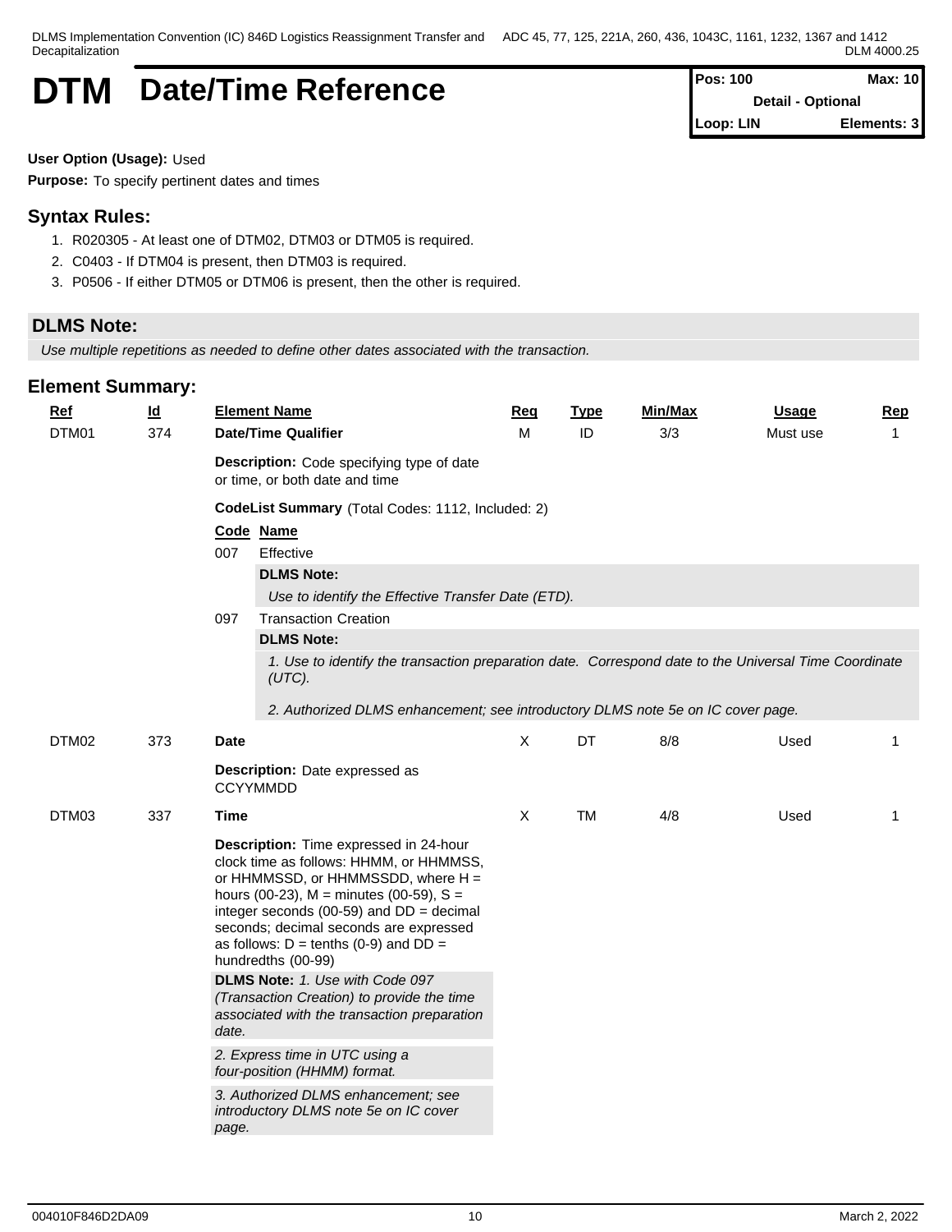# DTM Date/Time Reference

| Pos: 100 | Max: 10 |
|---|---|
| Detail - Optional | |
| Loop: LIN | Elements: 3 |

**User Option (Usage):** Used

**Purpose:** To specify pertinent dates and times

## Syntax Rules:

1. R020305 - At least one of DTM02, DTM03 or DTM05 is required.
2. C0403 - If DTM04 is present, then DTM03 is required.
3. P0506 - If either DTM05 or DTM06 is present, then the other is required.

## DLMS Note:

*Use multiple repetitions as needed to define other dates associated with the transaction.*

## Element Summary:

| Ref | Id | Element Name | Req | Type | Min/Max | Usage | Rep |
|---|---|---|---|---|---|---|---|
| DTM01 | 374 | **Date/Time Qualifier** | M | ID | 3/3 | Must use | 1 |

**Description:** Code specifying type of date or time, or both date and time

**CodeList Summary** (Total Codes: 1112, Included: 2)

| Code | Name |
|---|---|
| 007 | Effective |
| | **DLMS Note:** *Use to identify the Effective Transfer Date (ETD).* |
| 097 | Transaction Creation |
| | **DLMS Note:** *1. Use to identify the transaction preparation date. Correspond date to the Universal Time Coordinate (UTC).* *2. Authorized DLMS enhancement; see introductory DLMS note 5e on IC cover page.* |

| Ref | Id | Element Name | Req | Type | Min/Max | Usage | Rep |
|---|---|---|---|---|---|---|---|
| DTM02 | 373 | **Date** | X | DT | 8/8 | Used | 1 |

**Description:** Date expressed as CCYYMMDD

| Ref | Id | Element Name | Req | Type | Min/Max | Usage | Rep |
|---|---|---|---|---|---|---|---|
| DTM03 | 337 | **Time** | X | TM | 4/8 | Used | 1 |

**Description:** Time expressed in 24-hour clock time as follows: HHMM, or HHMMSS, or HHMMSSD, or HHMMSSDD, where H = hours (00-23), M = minutes (00-59), S = integer seconds (00-59) and DD = decimal seconds; decimal seconds are expressed as follows: D = tenths (0-9) and DD = hundredths (00-99)

**DLMS Note:** *1. Use with Code 097 (Transaction Creation) to provide the time associated with the transaction preparation date.*

*2. Express time in UTC using a four-position (HHMM) format.*

*3. Authorized DLMS enhancement; see introductory DLMS note 5e on IC cover page.*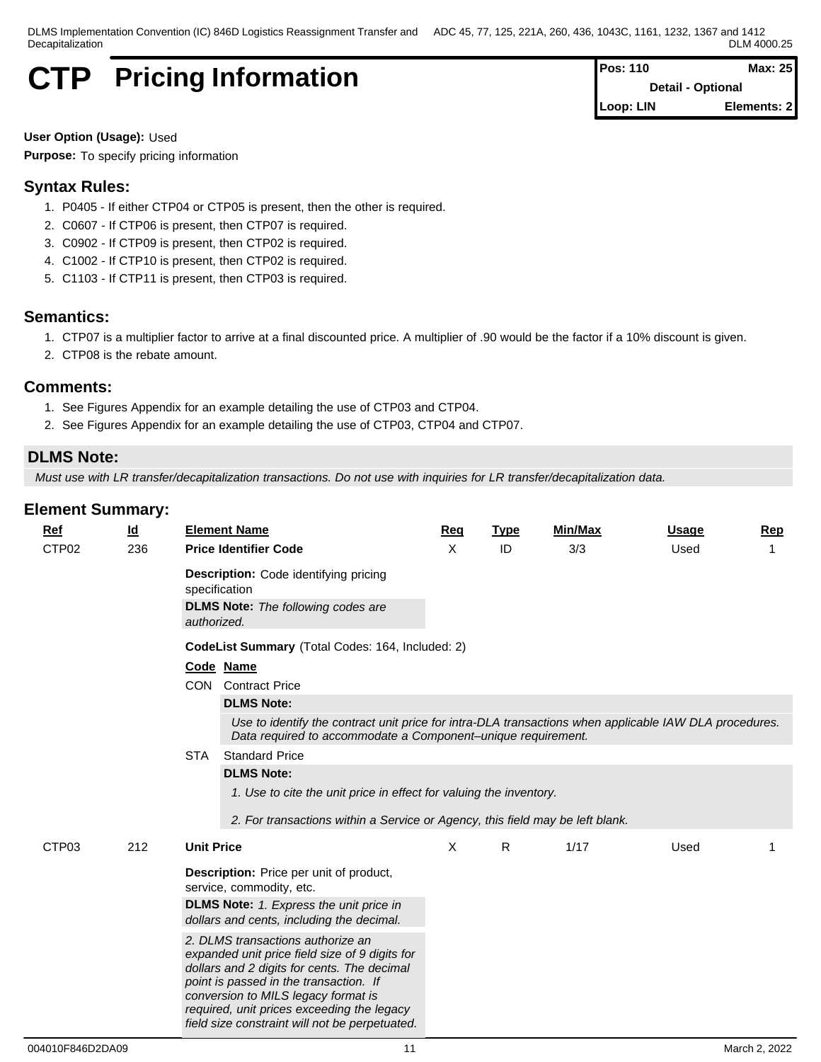# CTP Pricing Information

| Pos: 110 | Max: 25 |
|---|---|
| Detail - Optional | |
| Loop: LIN | Elements: 2 |

**User Option (Usage):** Used

**Purpose:** To specify pricing information

## Syntax Rules:

1. P0405 - If either CTP04 or CTP05 is present, then the other is required.
2. C0607 - If CTP06 is present, then CTP07 is required.
3. C0902 - If CTP09 is present, then CTP02 is required.
4. C1002 - If CTP10 is present, then CTP02 is required.
5. C1103 - If CTP11 is present, then CTP03 is required.

## Semantics:

1. CTP07 is a multiplier factor to arrive at a final discounted price. A multiplier of .90 would be the factor if a 10% discount is given.
2. CTP08 is the rebate amount.

## Comments:

1. See Figures Appendix for an example detailing the use of CTP03 and CTP04.
2. See Figures Appendix for an example detailing the use of CTP03, CTP04 and CTP07.

## DLMS Note:

*Must use with LR transfer/decapitalization transactions. Do not use with inquiries for LR transfer/decapitalization data.*

## Element Summary:

| Ref | Id | Element Name | Req | Type | Min/Max | Usage | Rep |
|---|---|---|---|---|---|---|---|
| CTP02 | 236 | **Price Identifier Code** | X | ID | 3/3 | Used | 1 |

**Description:** Code identifying pricing specification

**DLMS Note:** *The following codes are authorized.*

**CodeList Summary** (Total Codes: 164, Included: 2)

| Code | Name |
|---|---|
| CON | Contract Price |
| STA | Standard Price |

**CON** — **DLMS Note:**

*Use to identify the contract unit price for intra-DLA transactions when applicable IAW DLA procedures. Data required to accommodate a Component–unique requirement.*

**STA** — **DLMS Note:**

*1. Use to cite the unit price in effect for valuing the inventory.*

*2. For transactions within a Service or Agency, this field may be left blank.*

| Ref | Id | Element Name | Req | Type | Min/Max | Usage | Rep |
|---|---|---|---|---|---|---|---|
| CTP03 | 212 | **Unit Price** | X | R | 1/17 | Used | 1 |

**Description:** Price per unit of product, service, commodity, etc.

**DLMS Note:** *1. Express the unit price in dollars and cents, including the decimal.*

*2. DLMS transactions authorize an expanded unit price field size of 9 digits for dollars and 2 digits for cents. The decimal point is passed in the transaction. If conversion to MILS legacy format is required, unit prices exceeding the legacy field size constraint will not be perpetuated.*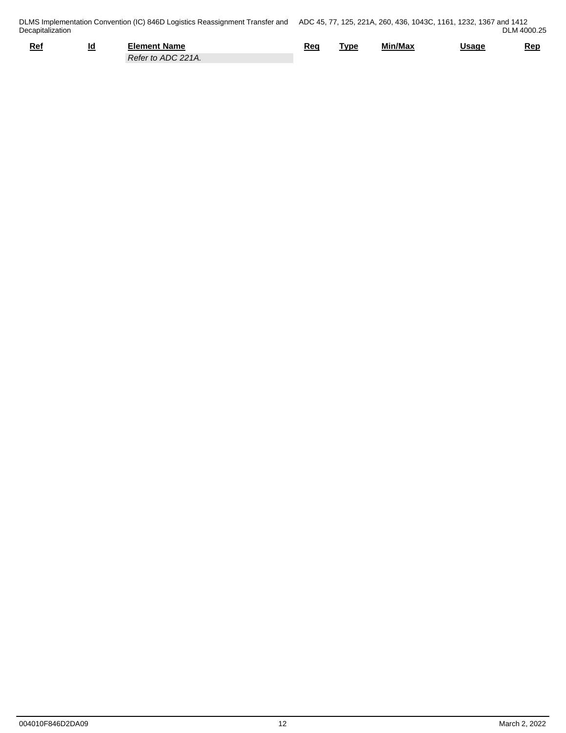| Ref | Id | Element Name | Req | Type | Min/Max | Usage | Rep |
|---|---|---|---|---|---|---|---|
| | | *Refer to ADC 221A.* | | | | | |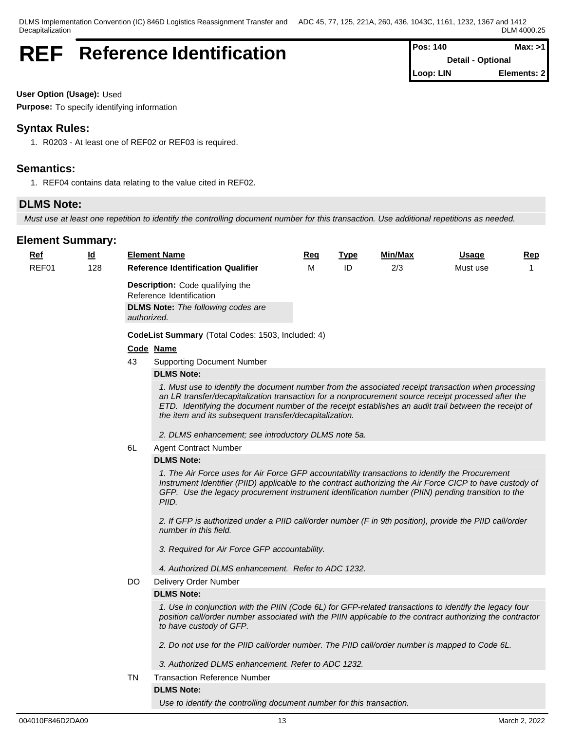# REF Reference Identification

| Pos: 140 | Max: >1 |
|---|---|
| Detail - Optional | |
| Loop: LIN | Elements: 2 |

**User Option (Usage):** Used

**Purpose:** To specify identifying information

## Syntax Rules:

1. R0203 - At least one of REF02 or REF03 is required.

## Semantics:

1. REF04 contains data relating to the value cited in REF02.

## DLMS Note:

*Must use at least one repetition to identify the controlling document number for this transaction. Use additional repetitions as needed.*

## Element Summary:

| Ref | Id | Element Name | Req | Type | Min/Max | Usage | Rep |
|---|---|---|---|---|---|---|---|
| REF01 | 128 | **Reference Identification Qualifier** | M | ID | 2/3 | Must use | 1 |

**Description:** Code qualifying the Reference Identification

**DLMS Note:** *The following codes are authorized.*

**CodeList Summary** (Total Codes: 1503, Included: 4)

| Code | Name |
|---|---|
| 43 | Supporting Document Number |

**DLMS Note:**

*1. Must use to identify the document number from the associated receipt transaction when processing an LR transfer/decapitalization transaction for a nonprocurement source receipt processed after the ETD. Identifying the document number of the receipt establishes an audit trail between the receipt of the item and its subsequent transfer/decapitalization.*

*2. DLMS enhancement; see introductory DLMS note 5a.*

| Code | Name |
|---|---|
| 6L | Agent Contract Number |

**DLMS Note:**

*1. The Air Force uses for Air Force GFP accountability transactions to identify the Procurement Instrument Identifier (PIID) applicable to the contract authorizing the Air Force CICP to have custody of GFP. Use the legacy procurement instrument identification number (PIIN) pending transition to the PIID.*

*2. If GFP is authorized under a PIID call/order number (F in 9th position), provide the PIID call/order number in this field.*

*3. Required for Air Force GFP accountability.*

*4. Authorized DLMS enhancement. Refer to ADC 1232.*

| Code | Name |
|---|---|
| DO | Delivery Order Number |

**DLMS Note:**

*1. Use in conjunction with the PIIN (Code 6L) for GFP-related transactions to identify the legacy four position call/order number associated with the PIIN applicable to the contract authorizing the contractor to have custody of GFP.*

*2. Do not use for the PIID call/order number. The PIID call/order number is mapped to Code 6L.*

*3. Authorized DLMS enhancement. Refer to ADC 1232.*

| Code | Name |
|---|---|
| TN | Transaction Reference Number |

**DLMS Note:**

*Use to identify the controlling document number for this transaction.*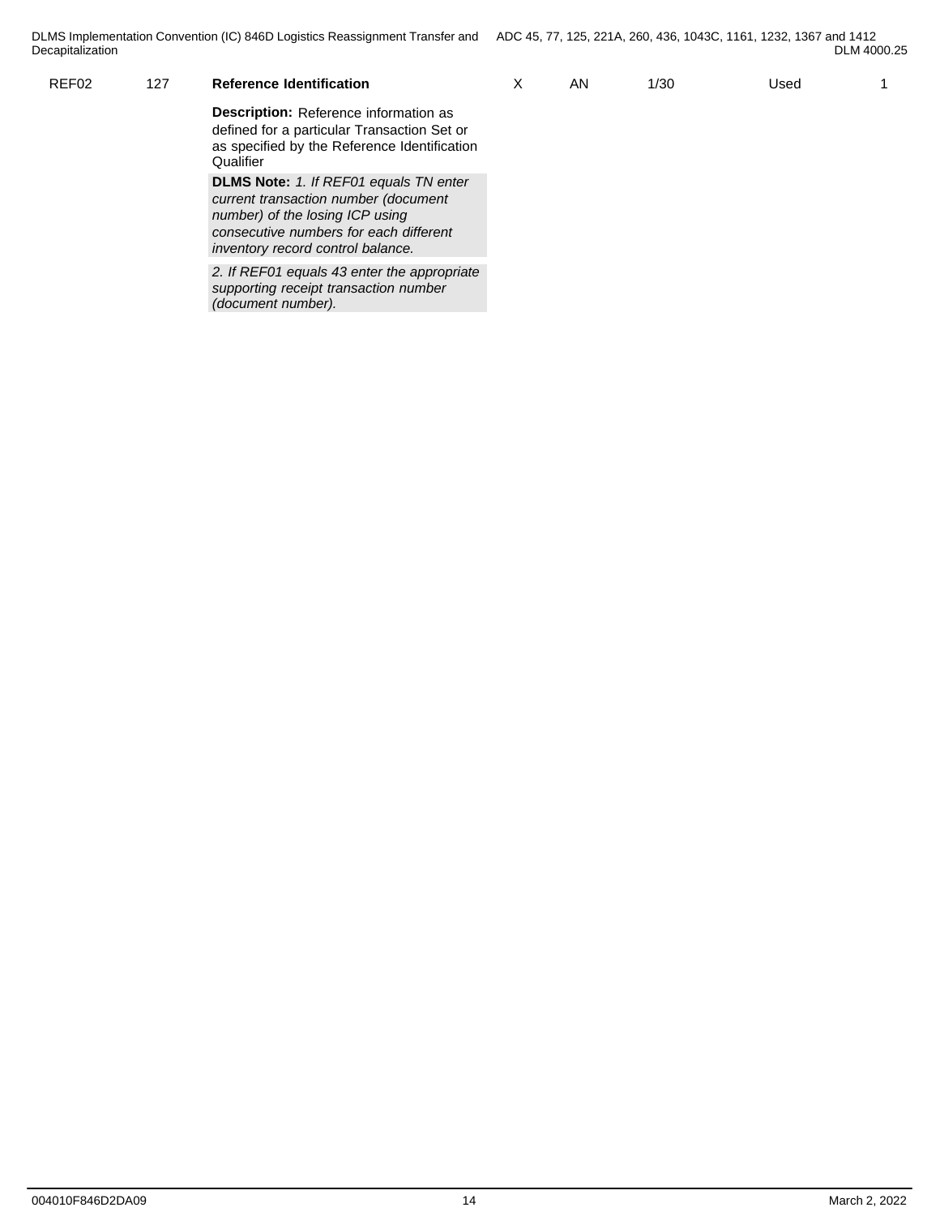| | | | | | | | |
|---|---|---|---|---|---|---|---|
| REF02 | 127 | **Reference Identification** | X | AN | 1/30 | Used | 1 |

**Description:** Reference information as defined for a particular Transaction Set or as specified by the Reference Identification Qualifier

**DLMS Note:** *1. If REF01 equals TN enter current transaction number (document number) of the losing ICP using consecutive numbers for each different inventory record control balance.*

*2. If REF01 equals 43 enter the appropriate supporting receipt transaction number (document number).*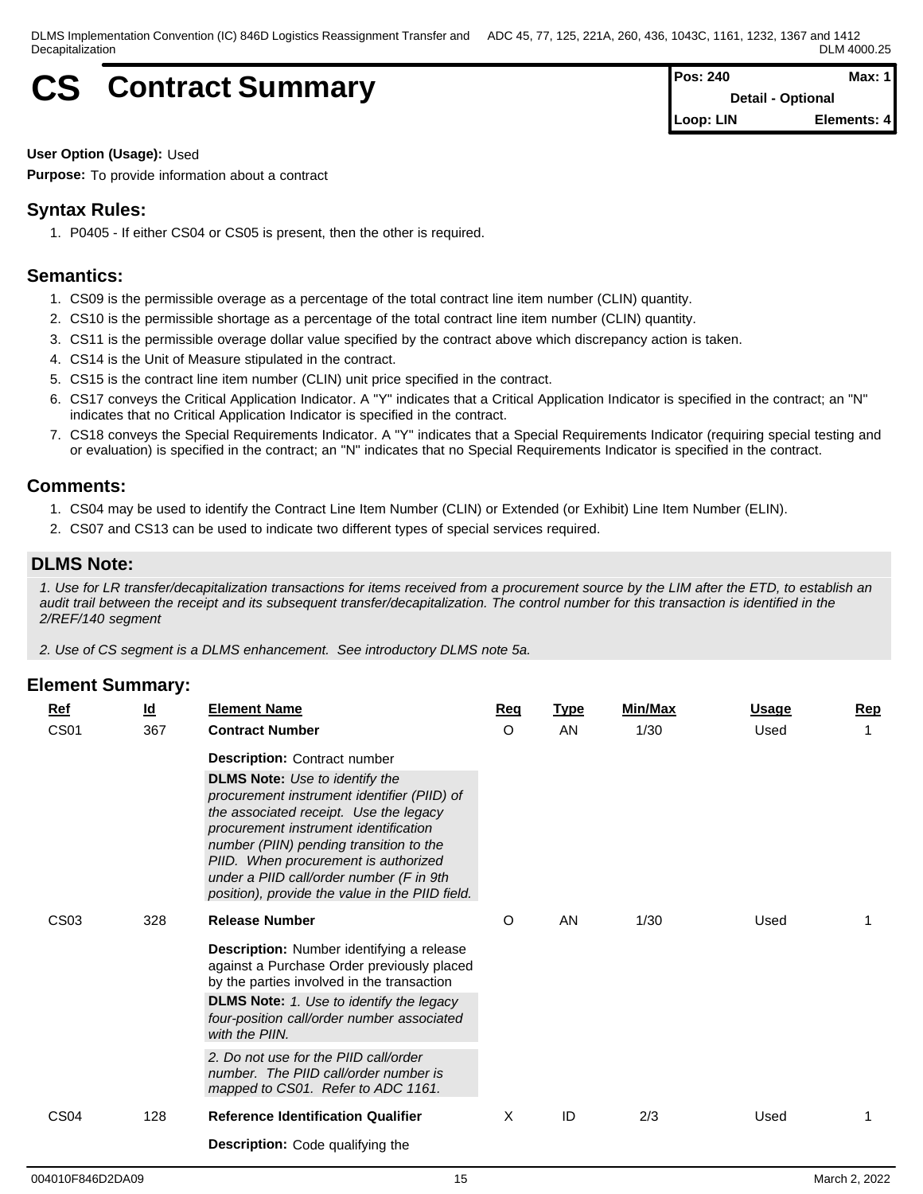# CS Contract Summary

| Pos: 240 | Max: 1 |
|---|---|
| Detail - Optional | |
| Loop: LIN | Elements: 4 |

**User Option (Usage):** Used

**Purpose:** To provide information about a contract

## Syntax Rules:

1. P0405 - If either CS04 or CS05 is present, then the other is required.

## Semantics:

1. CS09 is the permissible overage as a percentage of the total contract line item number (CLIN) quantity.
2. CS10 is the permissible shortage as a percentage of the total contract line item number (CLIN) quantity.
3. CS11 is the permissible overage dollar value specified by the contract above which discrepancy action is taken.
4. CS14 is the Unit of Measure stipulated in the contract.
5. CS15 is the contract line item number (CLIN) unit price specified in the contract.
6. CS17 conveys the Critical Application Indicator. A "Y" indicates that a Critical Application Indicator is specified in the contract; an "N" indicates that no Critical Application Indicator is specified in the contract.
7. CS18 conveys the Special Requirements Indicator. A "Y" indicates that a Special Requirements Indicator (requiring special testing and or evaluation) is specified in the contract; an "N" indicates that no Special Requirements Indicator is specified in the contract.

## Comments:

1. CS04 may be used to identify the Contract Line Item Number (CLIN) or Extended (or Exhibit) Line Item Number (ELIN).
2. CS07 and CS13 can be used to indicate two different types of special services required.

## DLMS Note:

*1. Use for LR transfer/decapitalization transactions for items received from a procurement source by the LIM after the ETD, to establish an audit trail between the receipt and its subsequent transfer/decapitalization. The control number for this transaction is identified in the 2/REF/140 segment*

*2. Use of CS segment is a DLMS enhancement. See introductory DLMS note 5a.*

## Element Summary:

| Ref | Id | Element Name | Req | Type | Min/Max | Usage | Rep |
|---|---|---|---|---|---|---|---|
| CS01 | 367 | **Contract Number**<br>**Description:** Contract number<br>**DLMS Note:** *Use to identify the procurement instrument identifier (PIID) of the associated receipt. Use the legacy procurement instrument identification number (PIIN) pending transition to the PIID. When procurement is authorized under a PIID call/order number (F in 9th position), provide the value in the PIID field.* | O | AN | 1/30 | Used | 1 |
| CS03 | 328 | **Release Number**<br>**Description:** Number identifying a release against a Purchase Order previously placed by the parties involved in the transaction<br>**DLMS Note:** *1. Use to identify the legacy four-position call/order number associated with the PIIN.*<br>*2. Do not use for the PIID call/order number. The PIID call/order number is mapped to CS01. Refer to ADC 1161.* | O | AN | 1/30 | Used | 1 |
| CS04 | 128 | **Reference Identification Qualifier**<br>**Description:** Code qualifying the | X | ID | 2/3 | Used | 1 |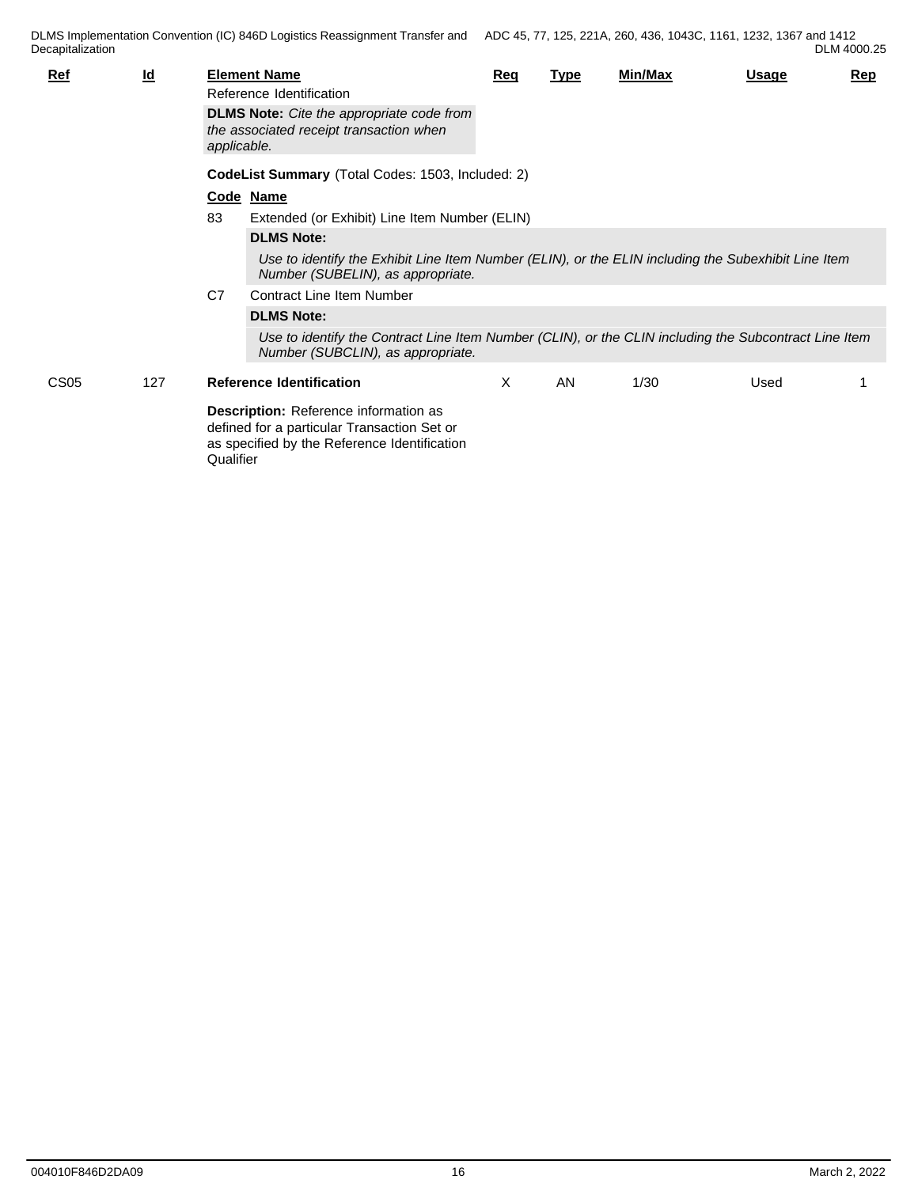| Ref | Id | Element Name | Req | Type | Min/Max | Usage | Rep |
|---|---|---|---|---|---|---|---|
| | | Reference Identification | | | | | |

**DLMS Note:** *Cite the appropriate code from the associated receipt transaction when applicable.*

**CodeList Summary** (Total Codes: 1503, Included: 2)

| Code | Name |
|---|---|
| 83 | Extended (or Exhibit) Line Item Number (ELIN) |
| C7 | Contract Line Item Number |

**83** — **DLMS Note:**

*Use to identify the Exhibit Line Item Number (ELIN), or the ELIN including the Subexhibit Line Item Number (SUBELIN), as appropriate.*

**C7** — **DLMS Note:**

*Use to identify the Contract Line Item Number (CLIN), or the CLIN including the Subcontract Line Item Number (SUBCLIN), as appropriate.*

| Ref | Id | Element Name | Req | Type | Min/Max | Usage | Rep |
|---|---|---|---|---|---|---|---|
| CS05 | 127 | **Reference Identification** | X | AN | 1/30 | Used | 1 |

**Description:** Reference information as defined for a particular Transaction Set or as specified by the Reference Identification Qualifier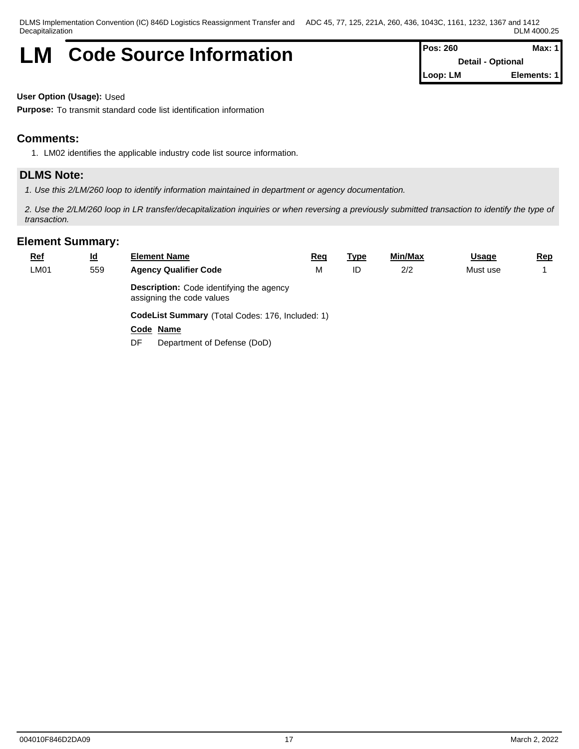# LM Code Source Information

| Pos: 260 | Max: 1 |
|---|---|
| Detail - Optional | |
| Loop: LM | Elements: 1 |

**User Option (Usage):** Used

**Purpose:** To transmit standard code list identification information

## Comments:

1. LM02 identifies the applicable industry code list source information.

## DLMS Note:

*1. Use this 2/LM/260 loop to identify information maintained in department or agency documentation.*

*2. Use the 2/LM/260 loop in LR transfer/decapitalization inquiries or when reversing a previously submitted transaction to identify the type of transaction.*

## Element Summary:

| Ref | Id | Element Name | Req | Type | Min/Max | Usage | Rep |
|---|---|---|---|---|---|---|---|
| LM01 | 559 | **Agency Qualifier Code** | M | ID | 2/2 | Must use | 1 |

**Description:** Code identifying the agency assigning the code values

**CodeList Summary** (Total Codes: 176, Included: 1)

| Code | Name |
|---|---|
| DF | Department of Defense (DoD) |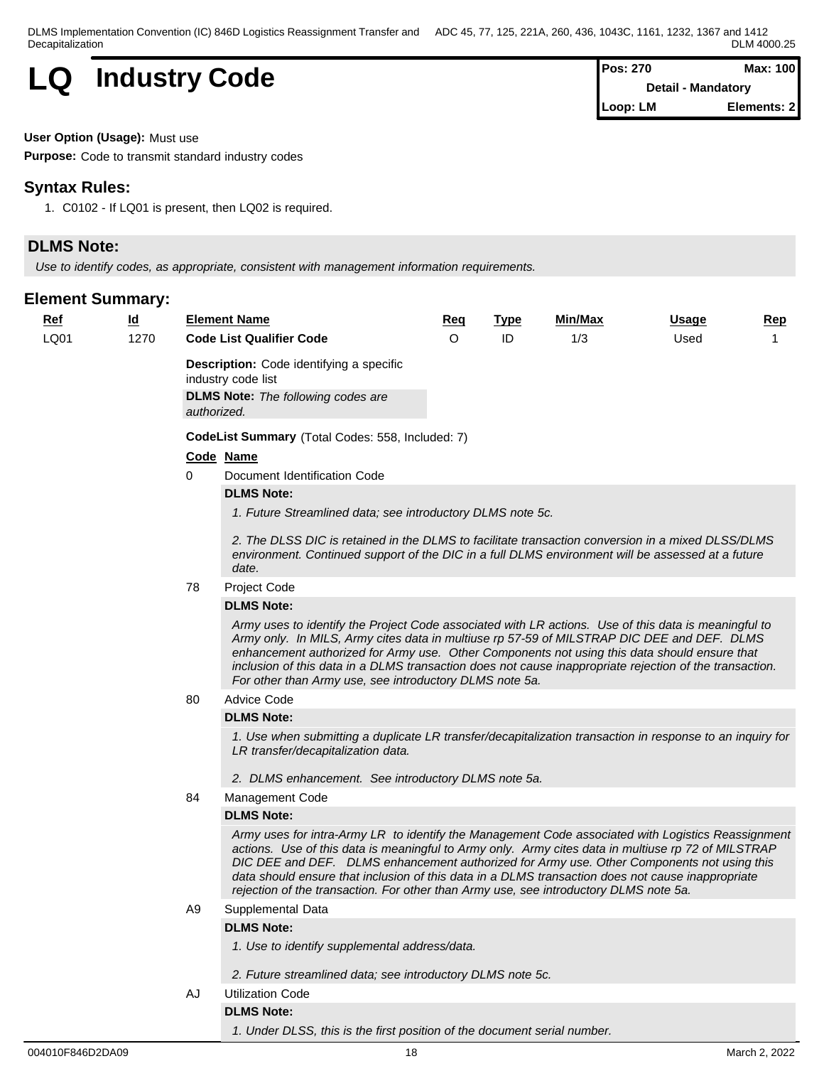# LQ Industry Code

| Pos: 270 | Max: 100 |
| --- | --- |
| Detail - Mandatory | |
| Loop: LM | Elements: 2 |

**User Option (Usage):** Must use

**Purpose:** Code to transmit standard industry codes

## Syntax Rules:

1. C0102 - If LQ01 is present, then LQ02 is required.

## DLMS Note:

*Use to identify codes, as appropriate, consistent with management information requirements.*

## Element Summary:

| Ref | Id | Element Name | Req | Type | Min/Max | Usage | Rep |
| --- | --- | --- | --- | --- | --- | --- | --- |
| LQ01 | 1270 | **Code List Qualifier Code** | O | ID | 1/3 | Used | 1 |

**Description:** Code identifying a specific industry code list

**DLMS Note:** *The following codes are authorized.*

**CodeList Summary** (Total Codes: 558, Included: 7)

| Code | Name |
| --- | --- |
| 0 | Document Identification Code |

**DLMS Note:**

*1. Future Streamlined data; see introductory DLMS note 5c.*

*2. The DLSS DIC is retained in the DLMS to facilitate transaction conversion in a mixed DLSS/DLMS environment. Continued support of the DIC in a full DLMS environment will be assessed at a future date.*

| Code | Name |
| --- | --- |
| 78 | Project Code |

**DLMS Note:**

*Army uses to identify the Project Code associated with LR actions. Use of this data is meaningful to Army only. In MILS, Army cites data in multiuse rp 57-59 of MILSTRAP DIC DEE and DEF. DLMS enhancement authorized for Army use. Other Components not using this data should ensure that inclusion of this data in a DLMS transaction does not cause inappropriate rejection of the transaction. For other than Army use, see introductory DLMS note 5a.*

| Code | Name |
| --- | --- |
| 80 | Advice Code |

**DLMS Note:**

*1. Use when submitting a duplicate LR transfer/decapitalization transaction in response to an inquiry for LR transfer/decapitalization data.*

*2. DLMS enhancement. See introductory DLMS note 5a.*

| Code | Name |
| --- | --- |
| 84 | Management Code |

**DLMS Note:**

*Army uses for intra-Army LR to identify the Management Code associated with Logistics Reassignment actions. Use of this data is meaningful to Army only. Army cites data in multiuse rp 72 of MILSTRAP DIC DEE and DEF. DLMS enhancement authorized for Army use. Other Components not using this data should ensure that inclusion of this data in a DLMS transaction does not cause inappropriate rejection of the transaction. For other than Army use, see introductory DLMS note 5a.*

| Code | Name |
| --- | --- |
| A9 | Supplemental Data |

**DLMS Note:**

*1. Use to identify supplemental address/data.*

*2. Future streamlined data; see introductory DLMS note 5c.*

| Code | Name |
| --- | --- |
| AJ | Utilization Code |

**DLMS Note:**

*1. Under DLSS, this is the first position of the document serial number.*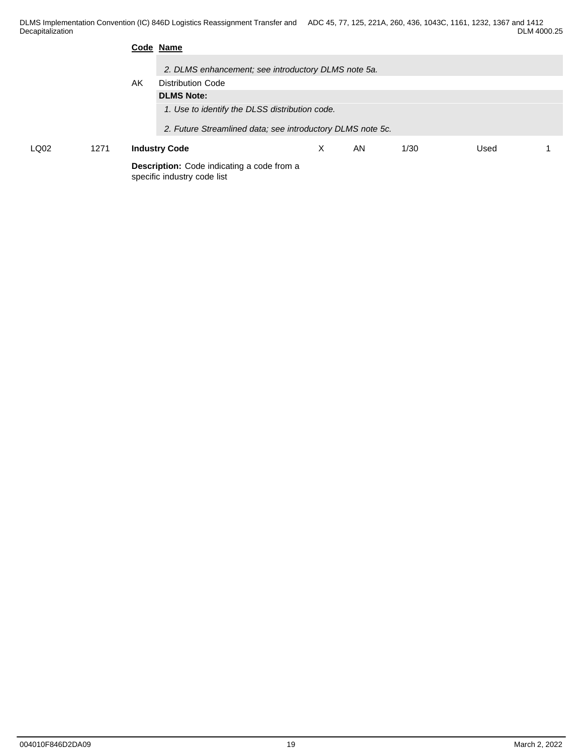**Code** **Name**

*2. DLMS enhancement; see introductory DLMS note 5a.*

AK Distribution Code

**DLMS Note:**

*1. Use to identify the DLSS distribution code.*

*2. Future Streamlined data; see introductory DLMS note 5c.*

| LQ02 | 1271 | **Industry Code** | X | AN | 1/30 | Used | 1 |
|---|---|---|---|---|---|---|---|

**Description:** Code indicating a code from a specific industry code list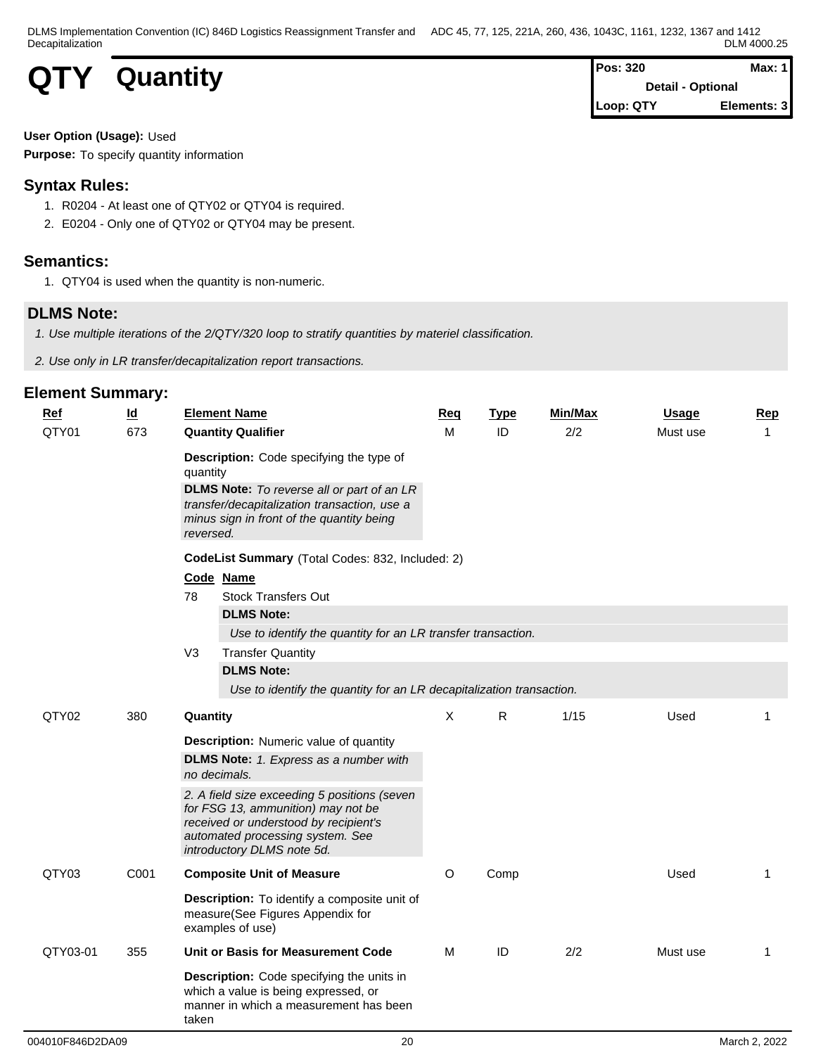# QTY Quantity

| Pos: 320 | Max: 1 |
|---|---|
| Detail - Optional | |
| Loop: QTY | Elements: 3 |

**User Option (Usage):** Used

**Purpose:** To specify quantity information

## Syntax Rules:

1. R0204 - At least one of QTY02 or QTY04 is required.
2. E0204 - Only one of QTY02 or QTY04 may be present.

## Semantics:

1. QTY04 is used when the quantity is non-numeric.

## DLMS Note:

*1. Use multiple iterations of the 2/QTY/320 loop to stratify quantities by materiel classification.*

*2. Use only in LR transfer/decapitalization report transactions.*

## Element Summary:

| Ref | Id | Element Name | Req | Type | Min/Max | Usage | Rep |
|---|---|---|---|---|---|---|---|
| QTY01 | 673 | **Quantity Qualifier** | M | ID | 2/2 | Must use | 1 |
| | | **Description:** Code specifying the type of quantity<br>**DLMS Note:** *To reverse all or part of an LR transfer/decapitalization transaction, use a minus sign in front of the quantity being reversed.* | | | | | |
| | | **CodeList Summary** (Total Codes: 832, Included: 2)<br>**Code Name**<br>78 Stock Transfers Out<br>**DLMS Note:**<br>*Use to identify the quantity for an LR transfer transaction.*<br>V3 Transfer Quantity<br>**DLMS Note:**<br>*Use to identify the quantity for an LR decapitalization transaction.* | | | | | |
| QTY02 | 380 | **Quantity** | X | R | 1/15 | Used | 1 |
| | | **Description:** Numeric value of quantity<br>**DLMS Note:** *1. Express as a number with no decimals.*<br>*2. A field size exceeding 5 positions (seven for FSG 13, ammunition) may not be received or understood by recipient's automated processing system. See introductory DLMS note 5d.* | | | | | |
| QTY03 | C001 | **Composite Unit of Measure** | O | Comp | | Used | 1 |
| | | **Description:** To identify a composite unit of measure(See Figures Appendix for examples of use) | | | | | |
| QTY03-01 | 355 | **Unit or Basis for Measurement Code** | M | ID | 2/2 | Must use | 1 |
| | | **Description:** Code specifying the units in which a value is being expressed, or manner in which a measurement has been taken | | | | | |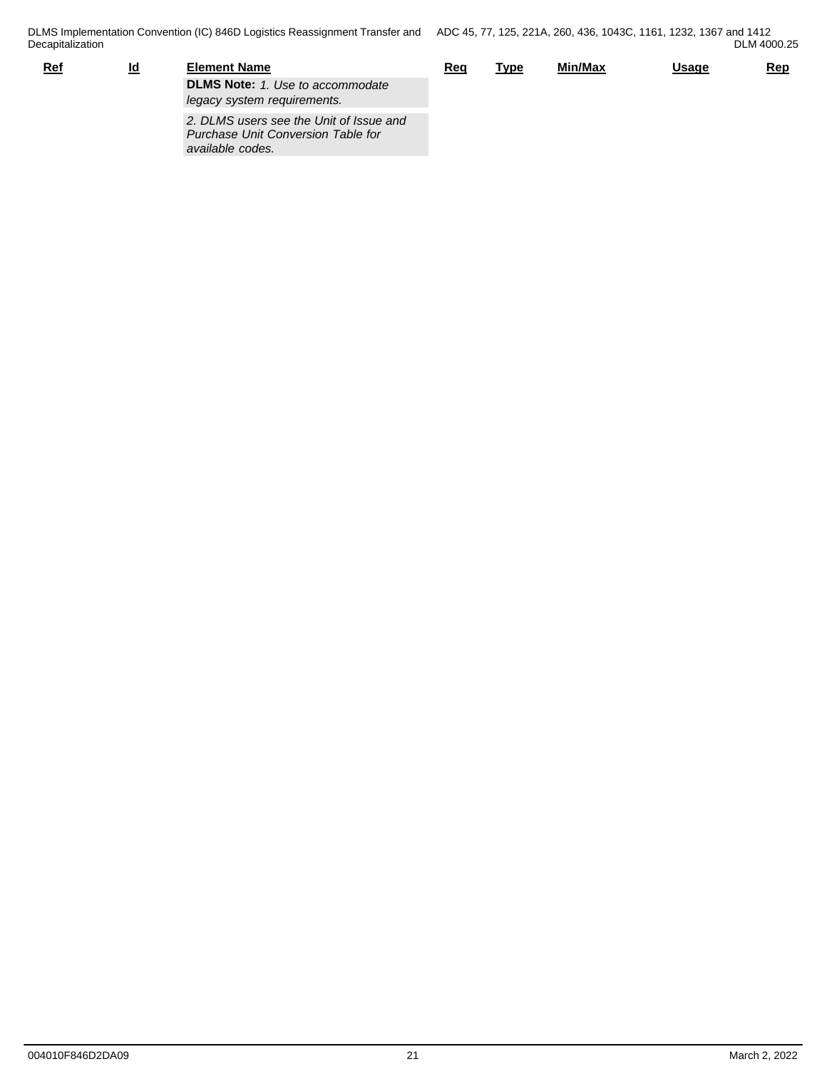| Ref | Id | Element Name | Req | Type | Min/Max | Usage | Rep |
|---|---|---|---|---|---|---|---|
| | | **DLMS Note:** *1. Use to accommodate legacy system requirements.* | | | | | |
| | | *2. DLMS users see the Unit of Issue and Purchase Unit Conversion Table for available codes.* | | | | | |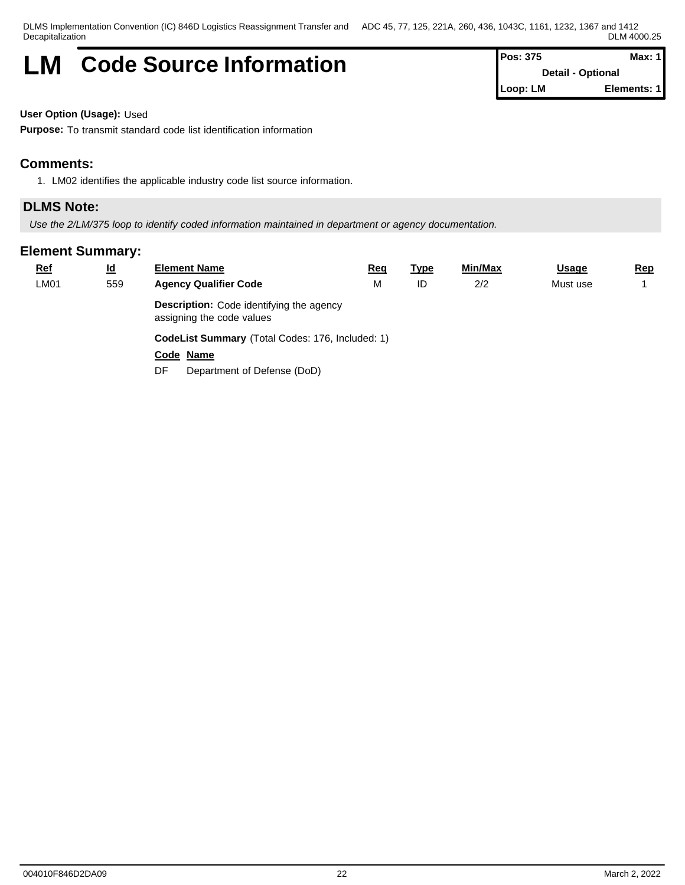# LM Code Source Information

| Pos: 375 | Max: 1 |
|---|---|
| Detail - Optional | |
| Loop: LM | Elements: 1 |

**User Option (Usage):** Used

**Purpose:** To transmit standard code list identification information

## Comments:

1. LM02 identifies the applicable industry code list source information.

## DLMS Note:

*Use the 2/LM/375 loop to identify coded information maintained in department or agency documentation.*

## Element Summary:

| Ref | Id | Element Name | Req | Type | Min/Max | Usage | Rep |
|---|---|---|---|---|---|---|---|
| LM01 | 559 | **Agency Qualifier Code** | M | ID | 2/2 | Must use | 1 |

**Description:** Code identifying the agency assigning the code values

**CodeList Summary** (Total Codes: 176, Included: 1)

| Code | Name |
|---|---|
| DF | Department of Defense (DoD) |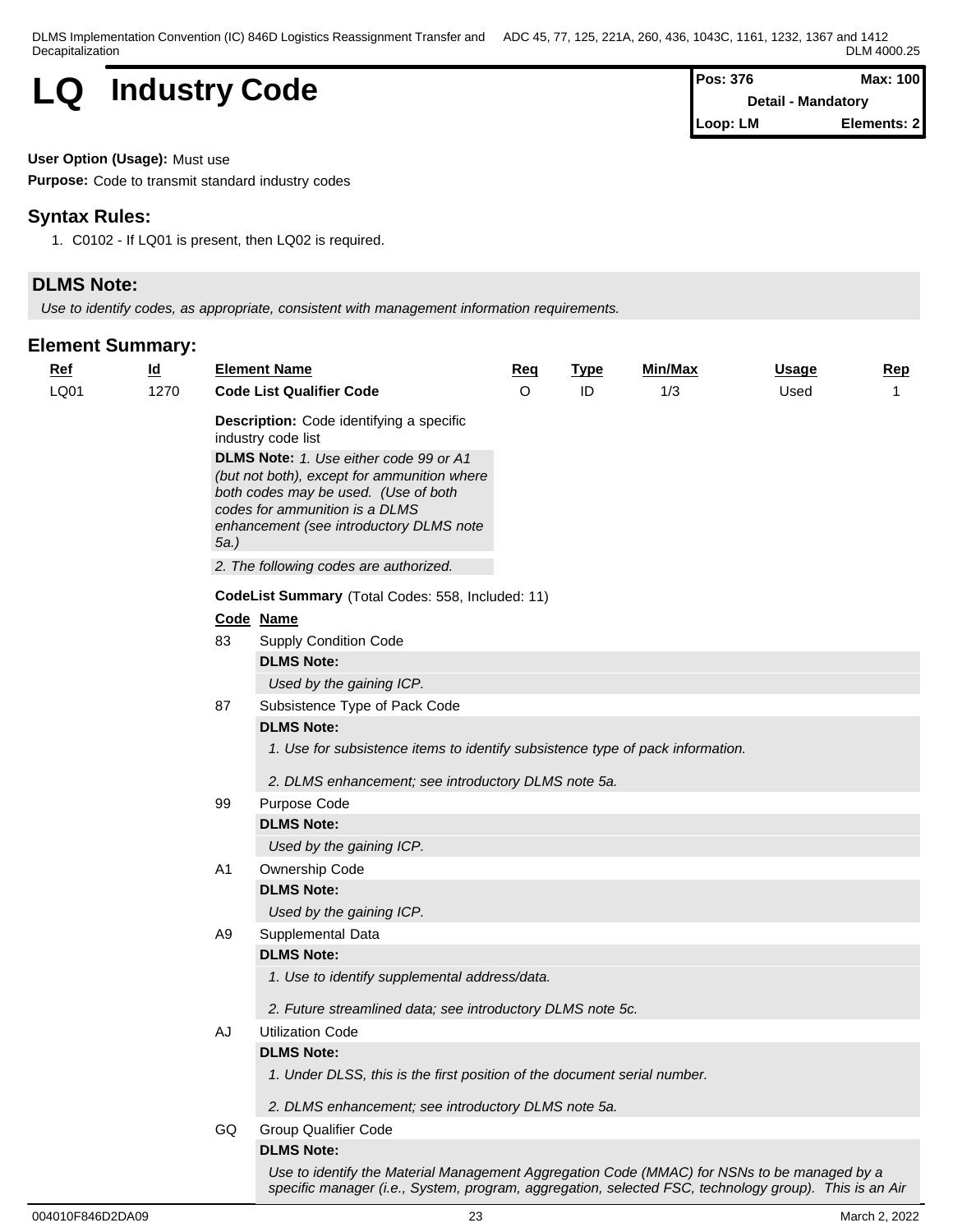# LQ Industry Code

| Pos: 376 | Max: 100 |
|---|---|
| Detail - Mandatory | |
| Loop: LM | Elements: 2 |

**User Option (Usage):** Must use

**Purpose:** Code to transmit standard industry codes

## Syntax Rules:

1. C0102 - If LQ01 is present, then LQ02 is required.

## DLMS Note:

*Use to identify codes, as appropriate, consistent with management information requirements.*

## Element Summary:

| Ref | Id | Element Name | Req | Type | Min/Max | Usage | Rep |
|---|---|---|---|---|---|---|---|
| LQ01 | 1270 | **Code List Qualifier Code** | O | ID | 1/3 | Used | 1 |

**Description:** Code identifying a specific industry code list

**DLMS Note:** *1. Use either code 99 or A1 (but not both), except for ammunition where both codes may be used. (Use of both codes for ammunition is a DLMS enhancement (see introductory DLMS note 5a.)*

*2. The following codes are authorized.*

**CodeList Summary** (Total Codes: 558, Included: 11)

| Code | Name |
|---|---|
| 83 | Supply Condition Code<br>**DLMS Note:**<br>*Used by the gaining ICP.* |
| 87 | Subsistence Type of Pack Code<br>**DLMS Note:**<br>*1. Use for subsistence items to identify subsistence type of pack information.*<br>*2. DLMS enhancement; see introductory DLMS note 5a.* |
| 99 | Purpose Code<br>**DLMS Note:**<br>*Used by the gaining ICP.* |
| A1 | Ownership Code<br>**DLMS Note:**<br>*Used by the gaining ICP.* |
| A9 | Supplemental Data<br>**DLMS Note:**<br>*1. Use to identify supplemental address/data.*<br>*2. Future streamlined data; see introductory DLMS note 5c.* |
| AJ | Utilization Code<br>**DLMS Note:**<br>*1. Under DLSS, this is the first position of the document serial number.*<br>*2. DLMS enhancement; see introductory DLMS note 5a.* |
| GQ | Group Qualifier Code<br>**DLMS Note:**<br>*Use to identify the Material Management Aggregation Code (MMAC) for NSNs to be managed by a specific manager (i.e., System, program, aggregation, selected FSC, technology group). This is an Air* |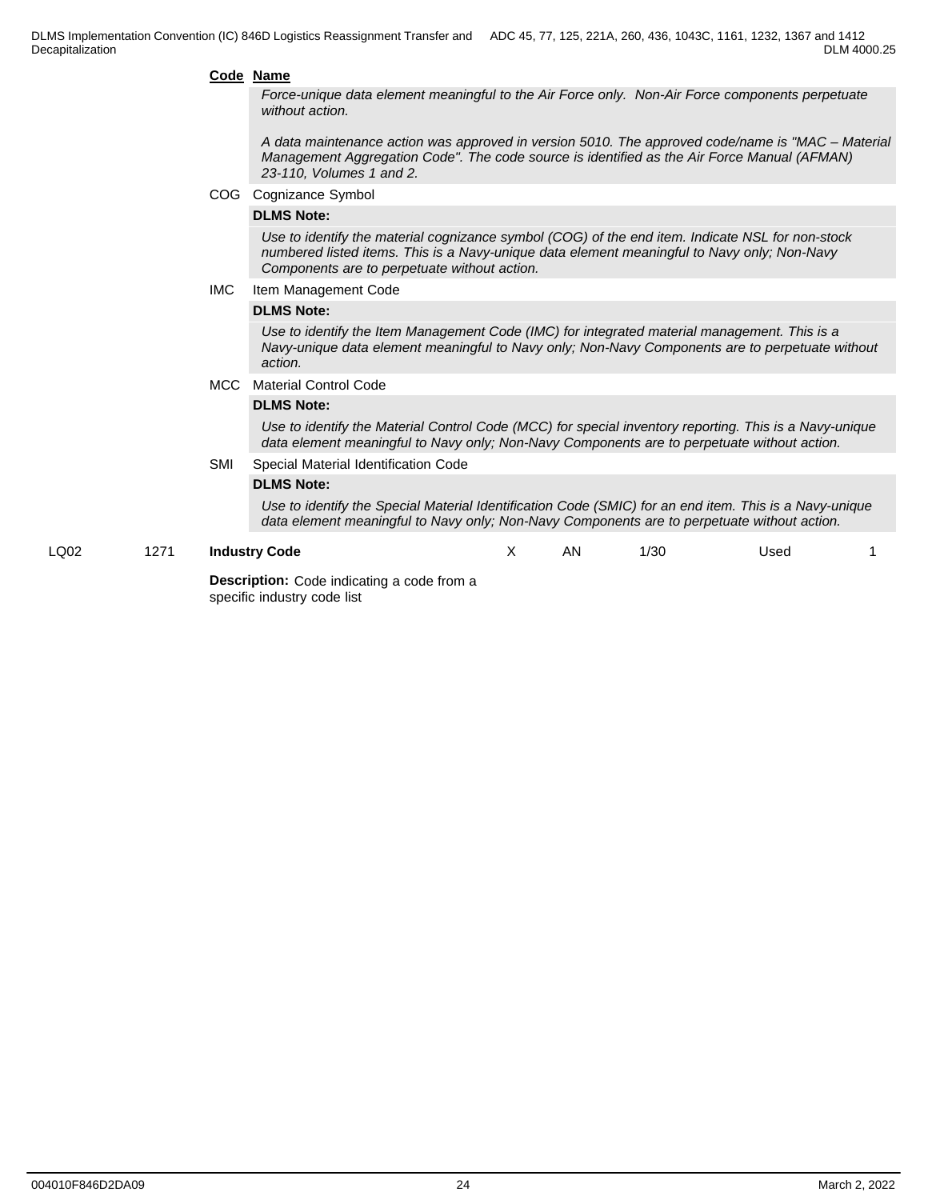**Code Name**

*Force-unique data element meaningful to the Air Force only. Non-Air Force components perpetuate without action.*

*A data maintenance action was approved in version 5010. The approved code/name is "MAC – Material Management Aggregation Code". The code source is identified as the Air Force Manual (AFMAN) 23-110, Volumes 1 and 2.*

COG Cognizance Symbol

**DLMS Note:**

*Use to identify the material cognizance symbol (COG) of the end item. Indicate NSL for non-stock numbered listed items. This is a Navy-unique data element meaningful to Navy only; Non-Navy Components are to perpetuate without action.*

IMC Item Management Code

**DLMS Note:**

*Use to identify the Item Management Code (IMC) for integrated material management. This is a Navy-unique data element meaningful to Navy only; Non-Navy Components are to perpetuate without action.*

MCC Material Control Code

**DLMS Note:**

*Use to identify the Material Control Code (MCC) for special inventory reporting. This is a Navy-unique data element meaningful to Navy only; Non-Navy Components are to perpetuate without action.*

SMI Special Material Identification Code

**DLMS Note:**

*Use to identify the Special Material Identification Code (SMIC) for an end item. This is a Navy-unique data element meaningful to Navy only; Non-Navy Components are to perpetuate without action.*

| LQ02 | 1271 | **Industry Code** | X | AN | 1/30 | Used | 1 |
|---|---|---|---|---|---|---|---|

**Description:** Code indicating a code from a specific industry code list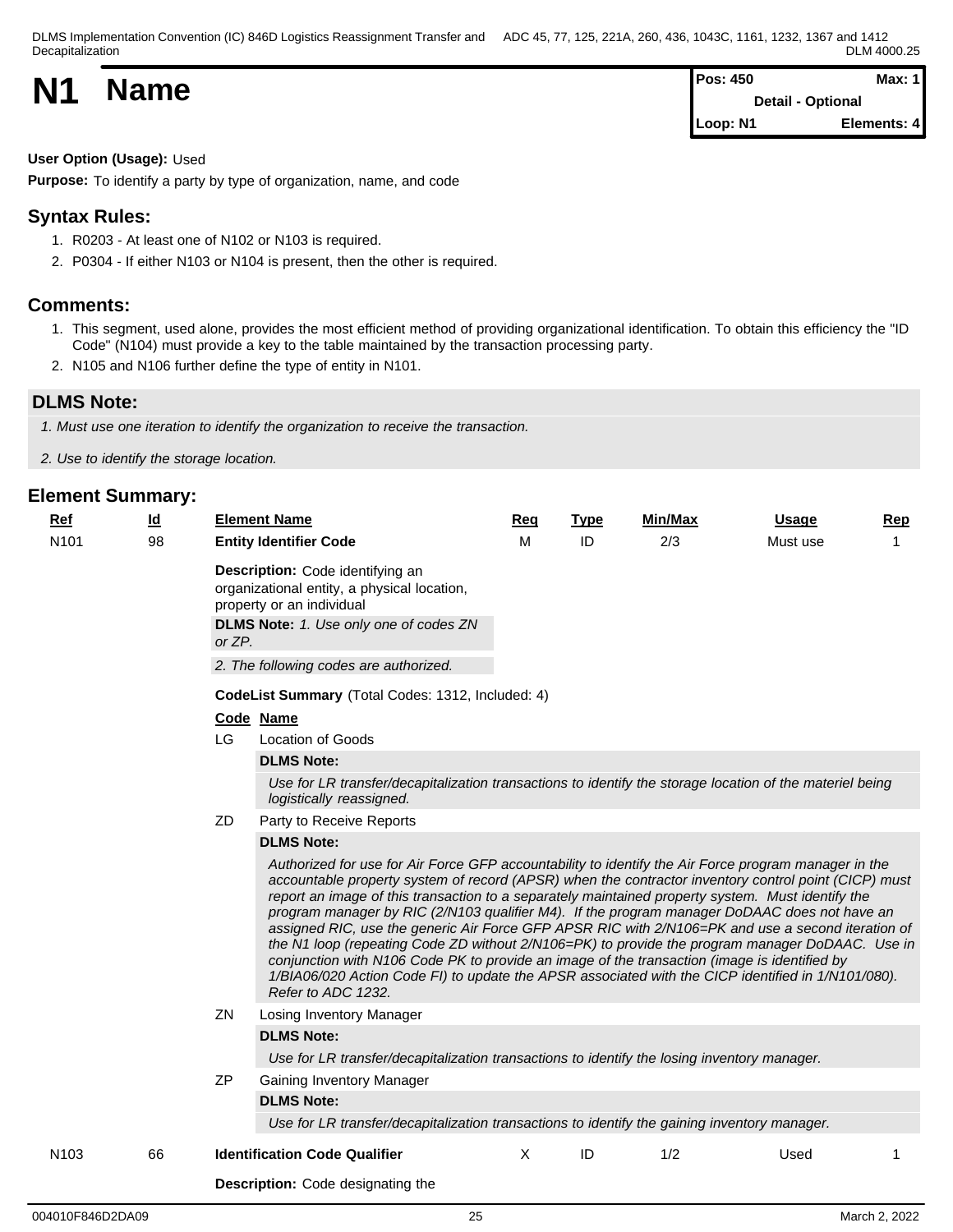# N1 Name

| Pos: 450 | Max: 1 |
|---|---|
| Detail - Optional | |
| Loop: N1 | Elements: 4 |

**User Option (Usage):** Used

**Purpose:** To identify a party by type of organization, name, and code

## Syntax Rules:

1. R0203 - At least one of N102 or N103 is required.
2. P0304 - If either N103 or N104 is present, then the other is required.

## Comments:

1. This segment, used alone, provides the most efficient method of providing organizational identification. To obtain this efficiency the "ID Code" (N104) must provide a key to the table maintained by the transaction processing party.
2. N105 and N106 further define the type of entity in N101.

## DLMS Note:

*1. Must use one iteration to identify the organization to receive the transaction.*

*2. Use to identify the storage location.*

## Element Summary:

| Ref | Id | Element Name | Req | Type | Min/Max | Usage | Rep |
|---|---|---|---|---|---|---|---|
| N101 | 98 | **Entity Identifier Code** | M | ID | 2/3 | Must use | 1 |

**Description:** Code identifying an organizational entity, a physical location, property or an individual

**DLMS Note:** *1. Use only one of codes ZN or ZP.*

*2. The following codes are authorized.*

**CodeList Summary** (Total Codes: 1312, Included: 4)

| Code | Name |
|---|---|
| LG | Location of Goods |
| ZD | Party to Receive Reports |
| ZN | Losing Inventory Manager |
| ZP | Gaining Inventory Manager |

**LG** Location of Goods

**DLMS Note:**

*Use for LR transfer/decapitalization transactions to identify the storage location of the materiel being logistically reassigned.*

**ZD** Party to Receive Reports

**DLMS Note:**

*Authorized for use for Air Force GFP accountability to identify the Air Force program manager in the accountable property system of record (APSR) when the contractor inventory control point (CICP) must report an image of this transaction to a separately maintained property system. Must identify the program manager by RIC (2/N103 qualifier M4). If the program manager DoDAAC does not have an assigned RIC, use the generic Air Force GFP APSR RIC with 2/N106=PK and use a second iteration of the N1 loop (repeating Code ZD without 2/N106=PK) to provide the program manager DoDAAC. Use in conjunction with N106 Code PK to provide an image of the transaction (image is identified by 1/BIA06/020 Action Code FI) to update the APSR associated with the CICP identified in 1/N101/080). Refer to ADC 1232.*

**ZN** Losing Inventory Manager

**DLMS Note:**

*Use for LR transfer/decapitalization transactions to identify the losing inventory manager.*

**ZP** Gaining Inventory Manager

**DLMS Note:**

*Use for LR transfer/decapitalization transactions to identify the gaining inventory manager.*

| Ref | Id | Element Name | Req | Type | Min/Max | Usage | Rep |
|---|---|---|---|---|---|---|---|
| N103 | 66 | **Identification Code Qualifier** | X | ID | 1/2 | Used | 1 |

**Description:** Code designating the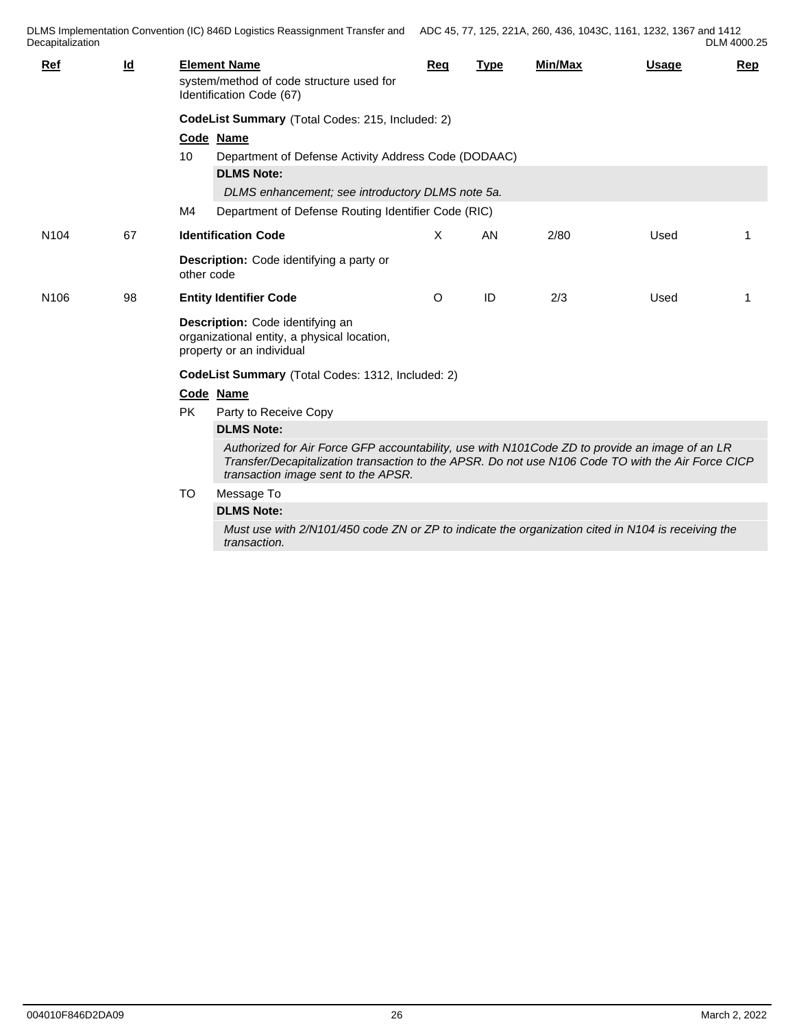| Ref | Id | Element Name | Req | Type | Min/Max | Usage | Rep |
|---|---|---|---|---|---|---|---|
| | | system/method of code structure used for Identification Code (67) | | | | | |

**CodeList Summary** (Total Codes: 215, Included: 2)

| Code | Name |
|---|---|
| 10 | Department of Defense Activity Address Code (DODAAC)<br>**DLMS Note:**<br>*DLMS enhancement; see introductory DLMS note 5a.* |
| M4 | Department of Defense Routing Identifier Code (RIC) |

| Ref | Id | Element Name | Req | Type | Min/Max | Usage | Rep |
|---|---|---|---|---|---|---|---|
| N104 | 67 | **Identification Code** | X | AN | 2/80 | Used | 1 |

**Description:** Code identifying a party or other code

| Ref | Id | Element Name | Req | Type | Min/Max | Usage | Rep |
|---|---|---|---|---|---|---|---|
| N106 | 98 | **Entity Identifier Code** | O | ID | 2/3 | Used | 1 |

**Description:** Code identifying an organizational entity, a physical location, property or an individual

**CodeList Summary** (Total Codes: 1312, Included: 2)

| Code | Name |
|---|---|
| PK | Party to Receive Copy<br>**DLMS Note:**<br>*Authorized for Air Force GFP accountability, use with N101Code ZD to provide an image of an LR Transfer/Decapitalization transaction to the APSR. Do not use N106 Code TO with the Air Force CICP transaction image sent to the APSR.* |
| TO | Message To<br>**DLMS Note:**<br>*Must use with 2/N101/450 code ZN or ZP to indicate the organization cited in N104 is receiving the transaction.* |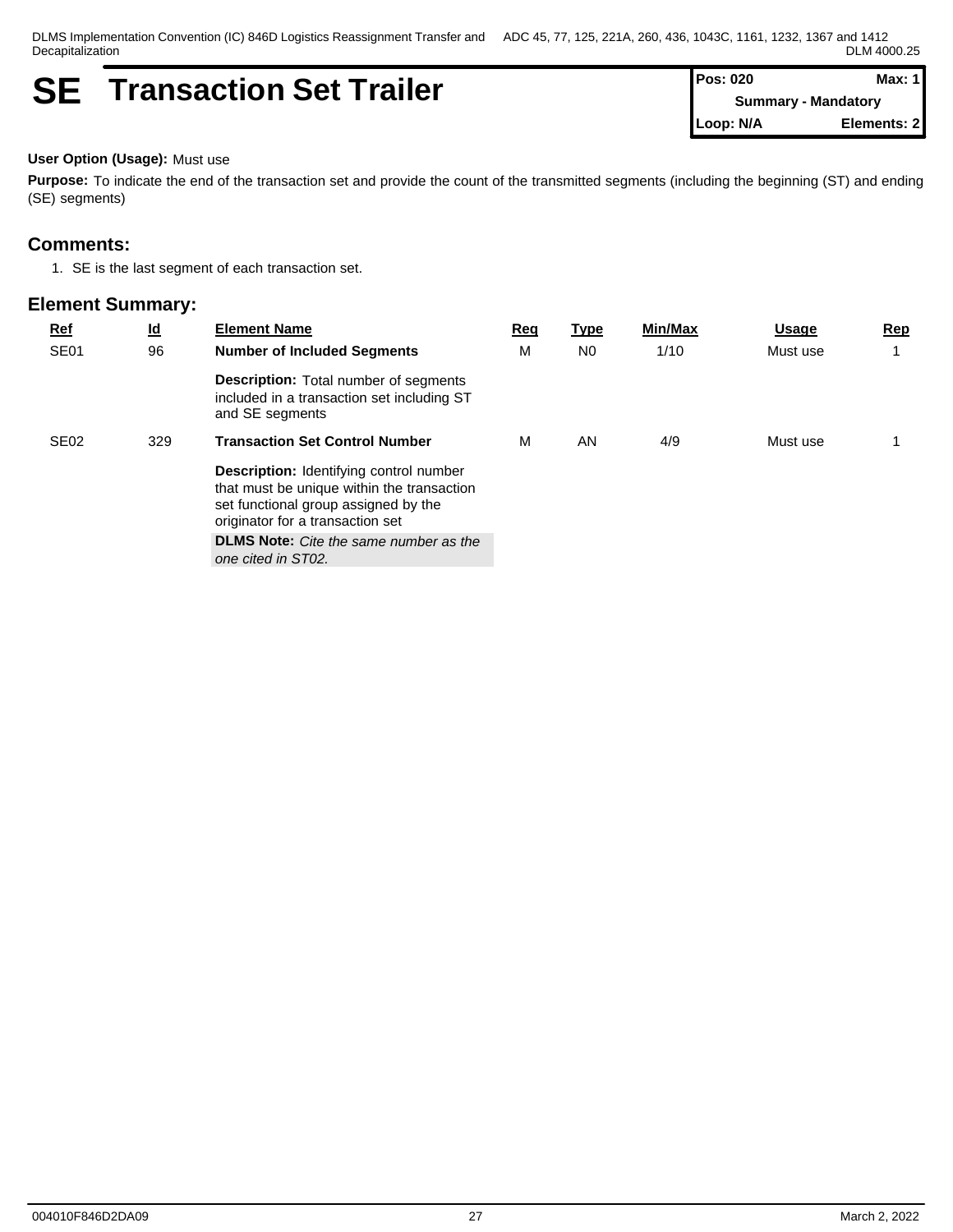# SE Transaction Set Trailer

| Pos: 020 | Max: 1 |
|---|---|
| Summary - Mandatory | |
| Loop: N/A | Elements: 2 |

**User Option (Usage):** Must use

**Purpose:** To indicate the end of the transaction set and provide the count of the transmitted segments (including the beginning (ST) and ending (SE) segments)

## Comments:

1. SE is the last segment of each transaction set.

## Element Summary:

| Ref | Id | Element Name | Req | Type | Min/Max | Usage | Rep |
|---|---|---|---|---|---|---|---|
| SE01 | 96 | **Number of Included Segments**<br>**Description:** Total number of segments included in a transaction set including ST and SE segments | M | N0 | 1/10 | Must use | 1 |
| SE02 | 329 | **Transaction Set Control Number**<br>**Description:** Identifying control number that must be unique within the transaction set functional group assigned by the originator for a transaction set<br>**DLMS Note:** *Cite the same number as the one cited in ST02.* | M | AN | 4/9 | Must use | 1 |